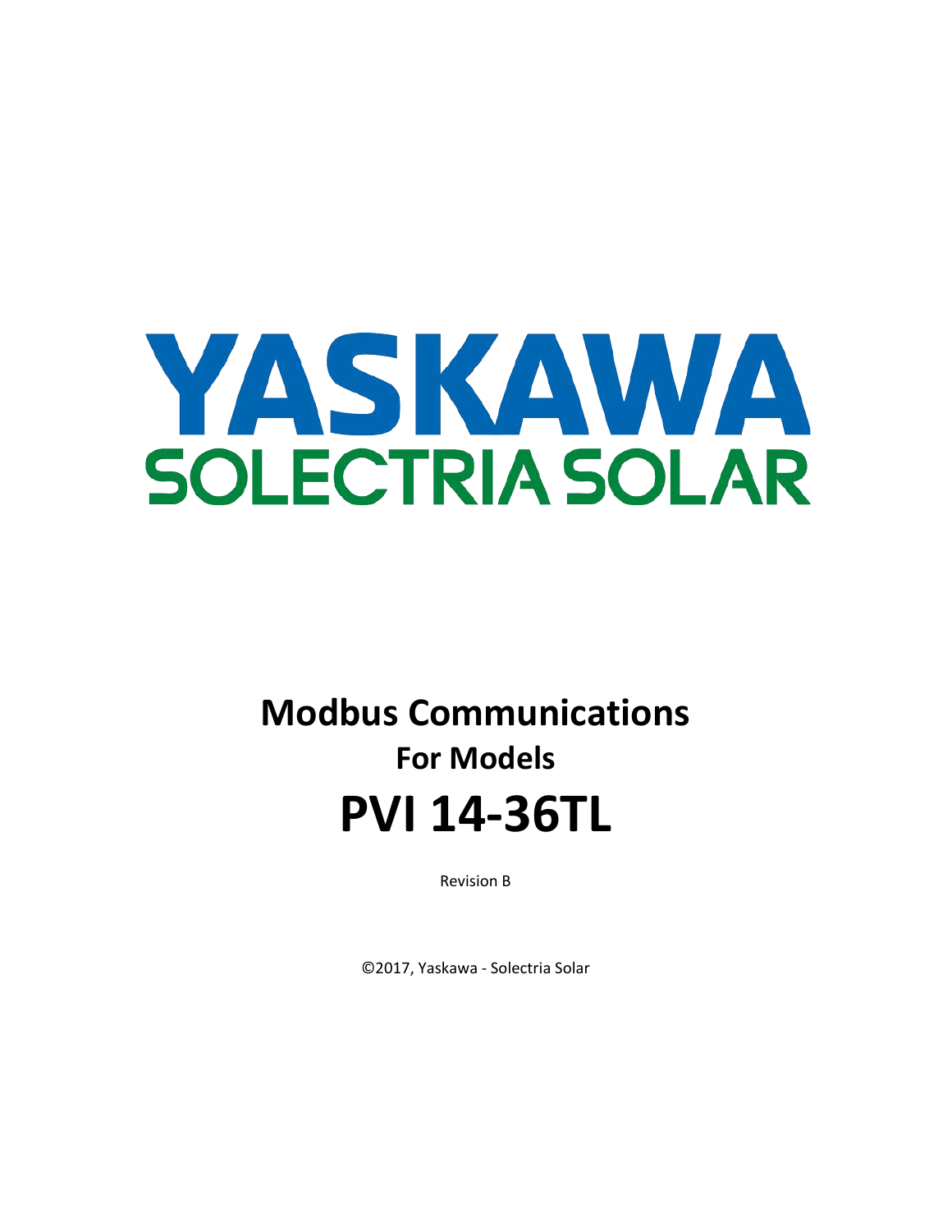YASKAWA

SOLECTRIA SOLAR

# Modbus Communications

## For Models

# PVI 14-36TL

Revision B

©2017, Yaskawa - Solectria Solar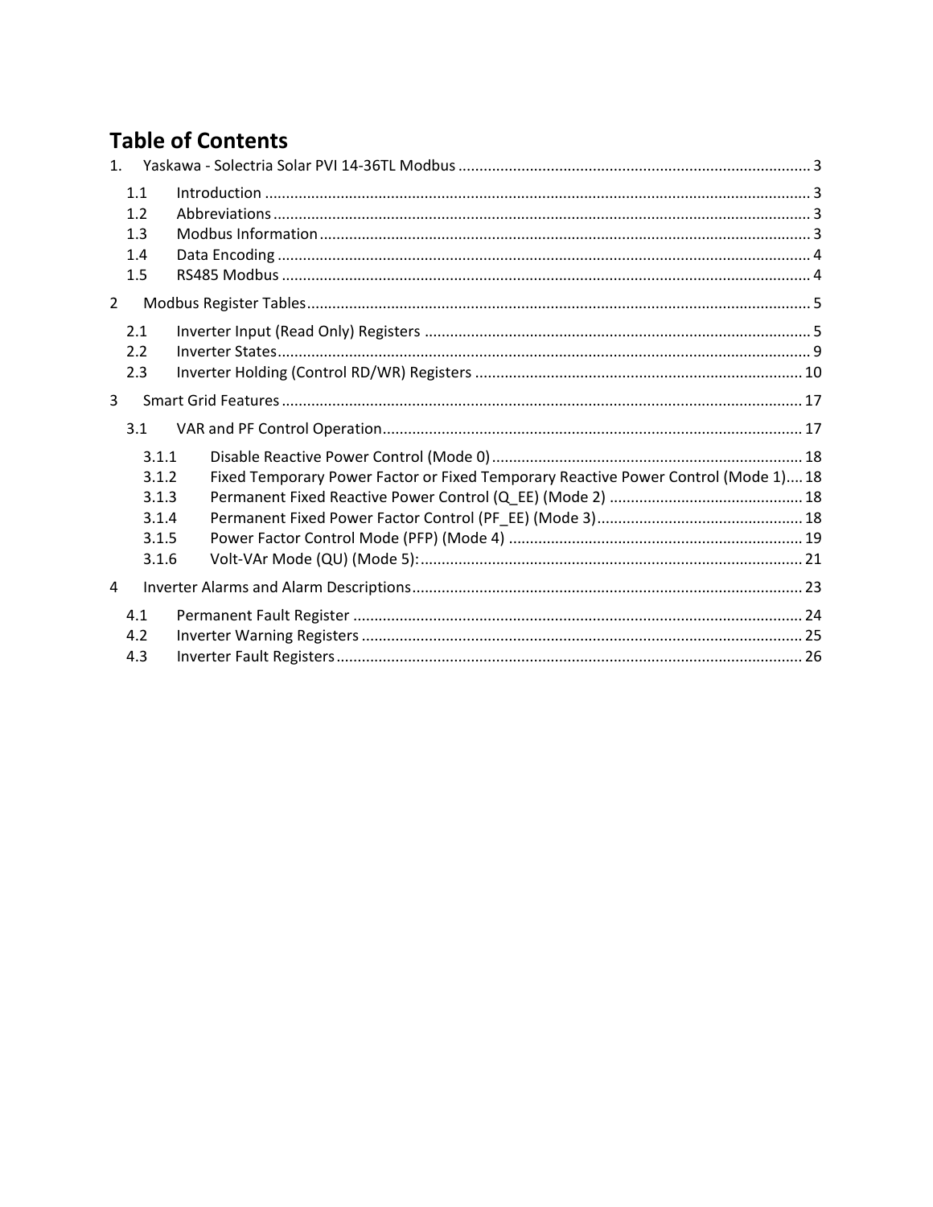# Table of Contents

1. Yaskawa - Solectria Solar PVI 14-36TL Modbus .......... 3
   - 1.1 Introduction .......... 3
   - 1.2 Abbreviations .......... 3
   - 1.3 Modbus Information .......... 3
   - 1.4 Data Encoding .......... 4
   - 1.5 RS485 Modbus .......... 4
2. Modbus Register Tables .......... 5
   - 2.1 Inverter Input (Read Only) Registers .......... 5
   - 2.2 Inverter States .......... 9
   - 2.3 Inverter Holding (Control RD/WR) Registers .......... 10
3. Smart Grid Features .......... 17
   - 3.1 VAR and PF Control Operation .......... 17
     - 3.1.1 Disable Reactive Power Control (Mode 0) .......... 18
     - 3.1.2 Fixed Temporary Power Factor or Fixed Temporary Reactive Power Control (Mode 1) .......... 18
     - 3.1.3 Permanent Fixed Reactive Power Control (Q_EE) (Mode 2) .......... 18
     - 3.1.4 Permanent Fixed Power Factor Control (PF_EE) (Mode 3) .......... 18
     - 3.1.5 Power Factor Control Mode (PFP) (Mode 4) .......... 19
     - 3.1.6 Volt-VAr Mode (QU) (Mode 5): .......... 21
4. Inverter Alarms and Alarm Descriptions .......... 23
   - 4.1 Permanent Fault Register .......... 24
   - 4.2 Inverter Warning Registers .......... 25
   - 4.3 Inverter Fault Registers .......... 26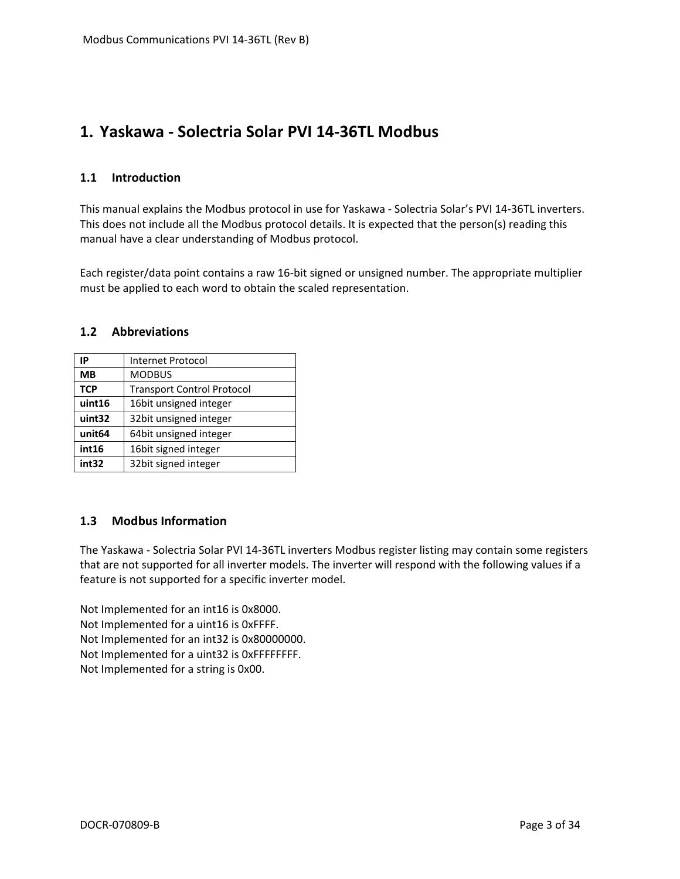# 1. Yaskawa - Solectria Solar PVI 14-36TL Modbus

## 1.1 Introduction

This manual explains the Modbus protocol in use for Yaskawa - Solectria Solar's PVI 14-36TL inverters. This does not include all the Modbus protocol details. It is expected that the person(s) reading this manual have a clear understanding of Modbus protocol.

Each register/data point contains a raw 16-bit signed or unsigned number. The appropriate multiplier must be applied to each word to obtain the scaled representation.

## 1.2 Abbreviations

| | |
|---|---|
| **IP** | Internet Protocol |
| **MB** | MODBUS |
| **TCP** | Transport Control Protocol |
| **uint16** | 16bit unsigned integer |
| **uint32** | 32bit unsigned integer |
| **unit64** | 64bit unsigned integer |
| **int16** | 16bit signed integer |
| **int32** | 32bit signed integer |

## 1.3 Modbus Information

The Yaskawa - Solectria Solar PVI 14-36TL inverters Modbus register listing may contain some registers that are not supported for all inverter models. The inverter will respond with the following values if a feature is not supported for a specific inverter model.

Not Implemented for an int16 is 0x8000.
Not Implemented for a uint16 is 0xFFFF.
Not Implemented for an int32 is 0x80000000.
Not Implemented for a uint32 is 0xFFFFFFFF.
Not Implemented for a string is 0x00.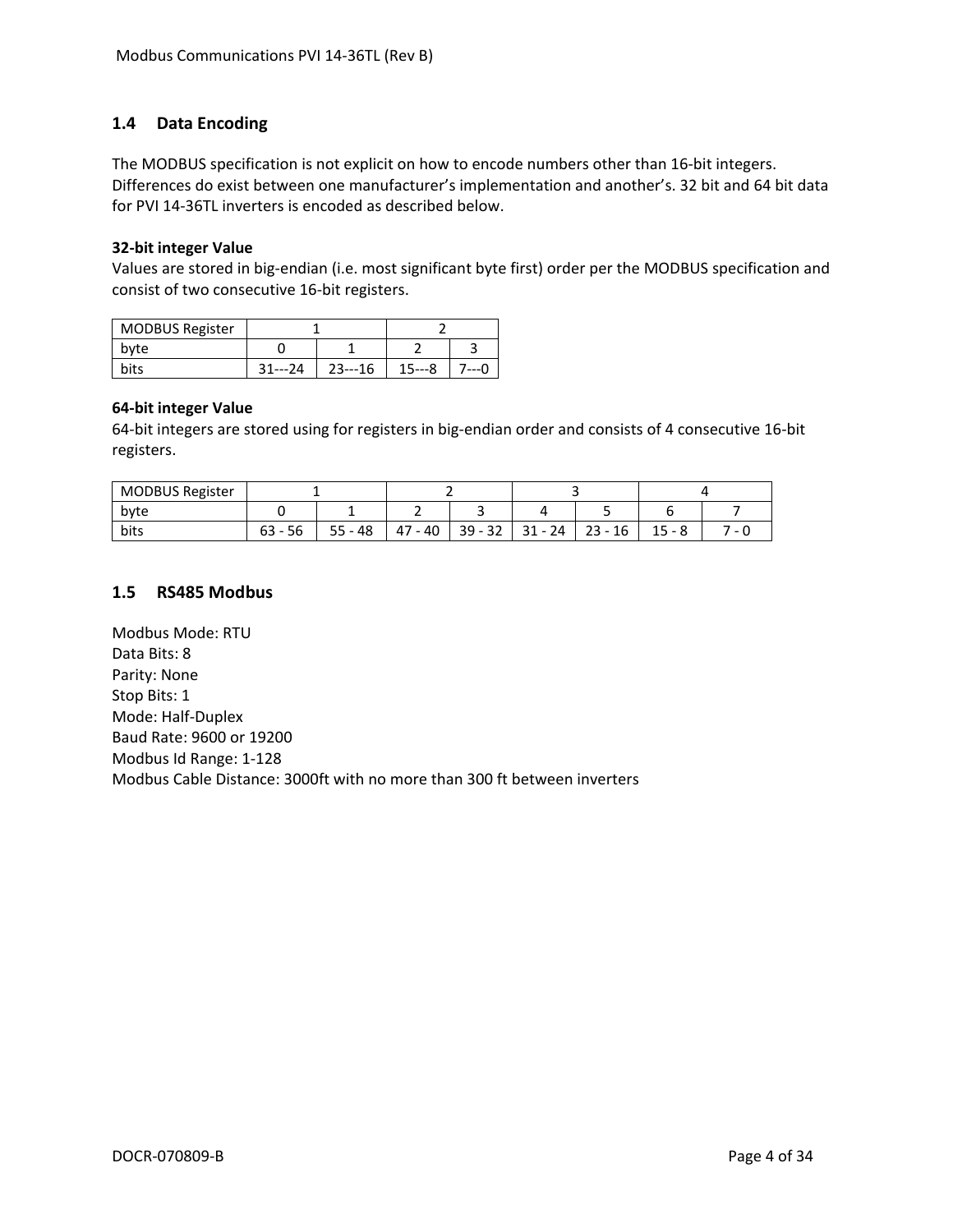## 1.4 Data Encoding

The MODBUS specification is not explicit on how to encode numbers other than 16-bit integers. Differences do exist between one manufacturer's implementation and another's. 32 bit and 64 bit data for PVI 14-36TL inverters is encoded as described below.

**32-bit integer Value**

Values are stored in big-endian (i.e. most significant byte first) order per the MODBUS specification and consist of two consecutive 16-bit registers.

| MODBUS Register | 1 | | 2 | |
|---|---|---|---|---|
| byte | 0 | 1 | 2 | 3 |
| bits | 31---24 | 23---16 | 15---8 | 7---0 |

**64-bit integer Value**

64-bit integers are stored using for registers in big-endian order and consists of 4 consecutive 16-bit registers.

| MODBUS Register | 1 | | 2 | | 3 | | 4 | |
|---|---|---|---|---|---|---|---|---|
| byte | 0 | 1 | 2 | 3 | 4 | 5 | 6 | 7 |
| bits | 63 - 56 | 55 - 48 | 47 - 40 | 39 - 32 | 31 - 24 | 23 - 16 | 15 - 8 | 7 - 0 |

## 1.5 RS485 Modbus

Modbus Mode: RTU
Data Bits: 8
Parity: None
Stop Bits: 1
Mode: Half-Duplex
Baud Rate: 9600 or 19200
Modbus Id Range: 1-128
Modbus Cable Distance: 3000ft with no more than 300 ft between inverters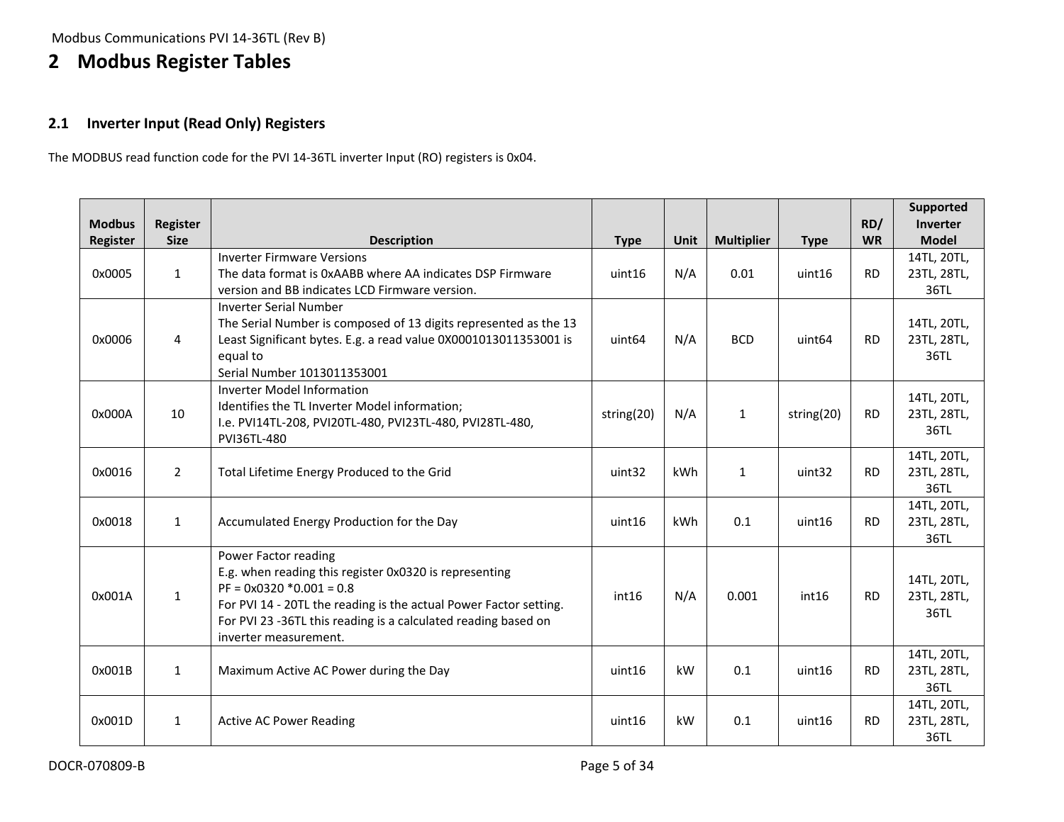# 2 Modbus Register Tables

## 2.1 Inverter Input (Read Only) Registers

The MODBUS read function code for the PVI 14-36TL inverter Input (RO) registers is 0x04.

| Modbus Register | Register Size | Description | Type | Unit | Multiplier | Type | RD/ WR | Supported Inverter Model |
|---|---|---|---|---|---|---|---|---|
| 0x0005 | 1 | Inverter Firmware Versions<br>The data format is 0xAABB where AA indicates DSP Firmware version and BB indicates LCD Firmware version. | uint16 | N/A | 0.01 | uint16 | RD | 14TL, 20TL, 23TL, 28TL, 36TL |
| 0x0006 | 4 | Inverter Serial Number<br>The Serial Number is composed of 13 digits represented as the 13 Least Significant bytes. E.g. a read value 0X0001013011353001 is equal to<br>Serial Number 1013011353001 | uint64 | N/A | BCD | uint64 | RD | 14TL, 20TL, 23TL, 28TL, 36TL |
| 0x000A | 10 | Inverter Model Information<br>Identifies the TL Inverter Model information;<br>I.e. PVI14TL-208, PVI20TL-480, PVI23TL-480, PVI28TL-480, PVI36TL-480 | string(20) | N/A | 1 | string(20) | RD | 14TL, 20TL, 23TL, 28TL, 36TL |
| 0x0016 | 2 | Total Lifetime Energy Produced to the Grid | uint32 | kWh | 1 | uint32 | RD | 14TL, 20TL, 23TL, 28TL, 36TL |
| 0x0018 | 1 | Accumulated Energy Production for the Day | uint16 | kWh | 0.1 | uint16 | RD | 14TL, 20TL, 23TL, 28TL, 36TL |
| 0x001A | 1 | Power Factor reading<br>E.g. when reading this register 0x0320 is representing<br>PF = 0x0320 *0.001 = 0.8<br>For PVI 14 - 20TL the reading is the actual Power Factor setting.<br>For PVI 23 -36TL this reading is a calculated reading based on inverter measurement. | int16 | N/A | 0.001 | int16 | RD | 14TL, 20TL, 23TL, 28TL, 36TL |
| 0x001B | 1 | Maximum Active AC Power during the Day | uint16 | kW | 0.1 | uint16 | RD | 14TL, 20TL, 23TL, 28TL, 36TL |
| 0x001D | 1 | Active AC Power Reading | uint16 | kW | 0.1 | uint16 | RD | 14TL, 20TL, 23TL, 28TL, 36TL |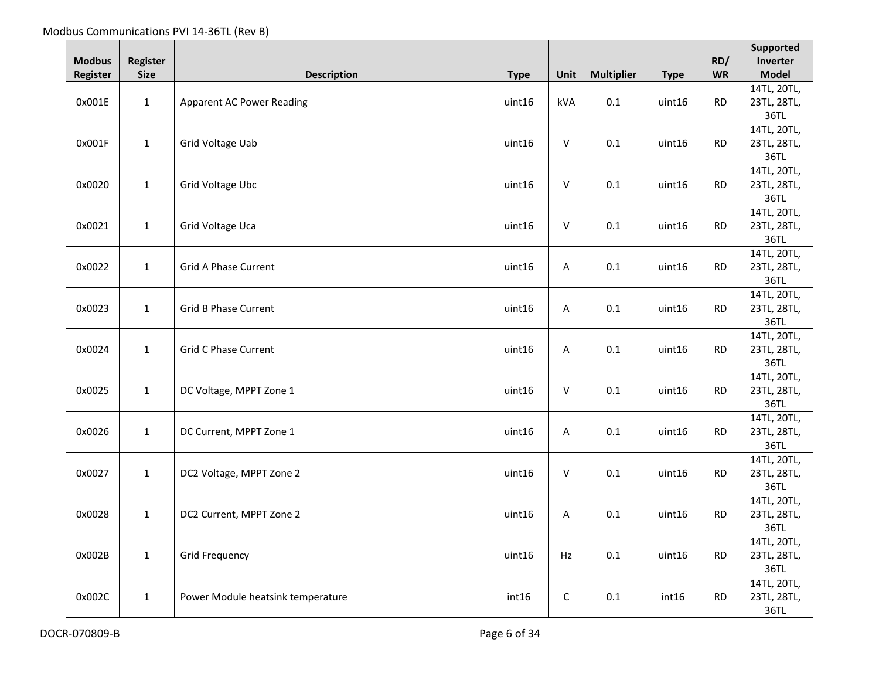| Modbus Register | Register Size | Description | Type | Unit | Multiplier | Type | RD/ WR | Supported Inverter Model |
|---|---|---|---|---|---|---|---|---|
| 0x001E | 1 | Apparent AC Power Reading | uint16 | kVA | 0.1 | uint16 | RD | 14TL, 20TL, 23TL, 28TL, 36TL |
| 0x001F | 1 | Grid Voltage Uab | uint16 | V | 0.1 | uint16 | RD | 14TL, 20TL, 23TL, 28TL, 36TL |
| 0x0020 | 1 | Grid Voltage Ubc | uint16 | V | 0.1 | uint16 | RD | 14TL, 20TL, 23TL, 28TL, 36TL |
| 0x0021 | 1 | Grid Voltage Uca | uint16 | V | 0.1 | uint16 | RD | 14TL, 20TL, 23TL, 28TL, 36TL |
| 0x0022 | 1 | Grid A Phase Current | uint16 | A | 0.1 | uint16 | RD | 14TL, 20TL, 23TL, 28TL, 36TL |
| 0x0023 | 1 | Grid B Phase Current | uint16 | A | 0.1 | uint16 | RD | 14TL, 20TL, 23TL, 28TL, 36TL |
| 0x0024 | 1 | Grid C Phase Current | uint16 | A | 0.1 | uint16 | RD | 14TL, 20TL, 23TL, 28TL, 36TL |
| 0x0025 | 1 | DC Voltage, MPPT Zone 1 | uint16 | V | 0.1 | uint16 | RD | 14TL, 20TL, 23TL, 28TL, 36TL |
| 0x0026 | 1 | DC Current, MPPT Zone 1 | uint16 | A | 0.1 | uint16 | RD | 14TL, 20TL, 23TL, 28TL, 36TL |
| 0x0027 | 1 | DC2 Voltage, MPPT Zone 2 | uint16 | V | 0.1 | uint16 | RD | 14TL, 20TL, 23TL, 28TL, 36TL |
| 0x0028 | 1 | DC2 Current, MPPT Zone 2 | uint16 | A | 0.1 | uint16 | RD | 14TL, 20TL, 23TL, 28TL, 36TL |
| 0x002B | 1 | Grid Frequency | uint16 | Hz | 0.1 | uint16 | RD | 14TL, 20TL, 23TL, 28TL, 36TL |
| 0x002C | 1 | Power Module heatsink temperature | int16 | C | 0.1 | int16 | RD | 14TL, 20TL, 23TL, 28TL, 36TL |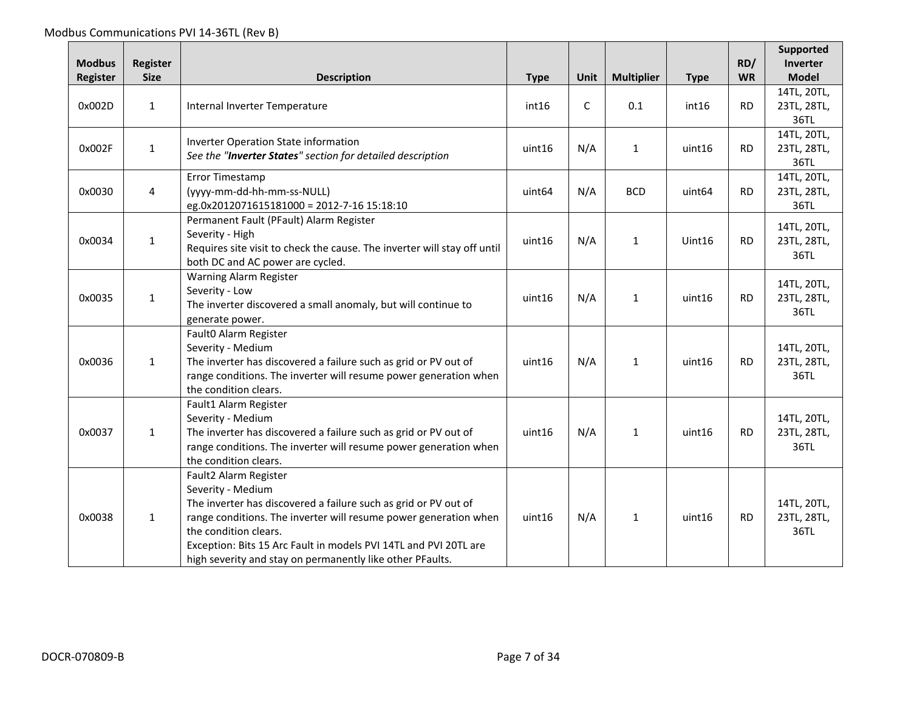| Modbus Register | Register Size | Description | Type | Unit | Multiplier | Type | RD/ WR | Supported Inverter Model |
|---|---|---|---|---|---|---|---|---|
| 0x002D | 1 | Internal Inverter Temperature | int16 | C | 0.1 | int16 | RD | 14TL, 20TL, 23TL, 28TL, 36TL |
| 0x002F | 1 | Inverter Operation State information<br>*See the "**Inverter States**" section for detailed description* | uint16 | N/A | 1 | uint16 | RD | 14TL, 20TL, 23TL, 28TL, 36TL |
| 0x0030 | 4 | Error Timestamp<br>(yyyy-mm-dd-hh-mm-ss-NULL)<br>eg.0x2012071615181000 = 2012-7-16 15:18:10 | uint64 | N/A | BCD | uint64 | RD | 14TL, 20TL, 23TL, 28TL, 36TL |
| 0x0034 | 1 | Permanent Fault (PFault) Alarm Register<br>Severity - High<br>Requires site visit to check the cause. The inverter will stay off until both DC and AC power are cycled. | uint16 | N/A | 1 | Uint16 | RD | 14TL, 20TL, 23TL, 28TL, 36TL |
| 0x0035 | 1 | Warning Alarm Register<br>Severity - Low<br>The inverter discovered a small anomaly, but will continue to generate power. | uint16 | N/A | 1 | uint16 | RD | 14TL, 20TL, 23TL, 28TL, 36TL |
| 0x0036 | 1 | Fault0 Alarm Register<br>Severity - Medium<br>The inverter has discovered a failure such as grid or PV out of range conditions. The inverter will resume power generation when the condition clears. | uint16 | N/A | 1 | uint16 | RD | 14TL, 20TL, 23TL, 28TL, 36TL |
| 0x0037 | 1 | Fault1 Alarm Register<br>Severity - Medium<br>The inverter has discovered a failure such as grid or PV out of range conditions. The inverter will resume power generation when the condition clears. | uint16 | N/A | 1 | uint16 | RD | 14TL, 20TL, 23TL, 28TL, 36TL |
| 0x0038 | 1 | Fault2 Alarm Register<br>Severity - Medium<br>The inverter has discovered a failure such as grid or PV out of range conditions. The inverter will resume power generation when the condition clears.<br>Exception: Bits 15 Arc Fault in models PVI 14TL and PVI 20TL are high severity and stay on permanently like other PFaults. | uint16 | N/A | 1 | uint16 | RD | 14TL, 20TL, 23TL, 28TL, 36TL |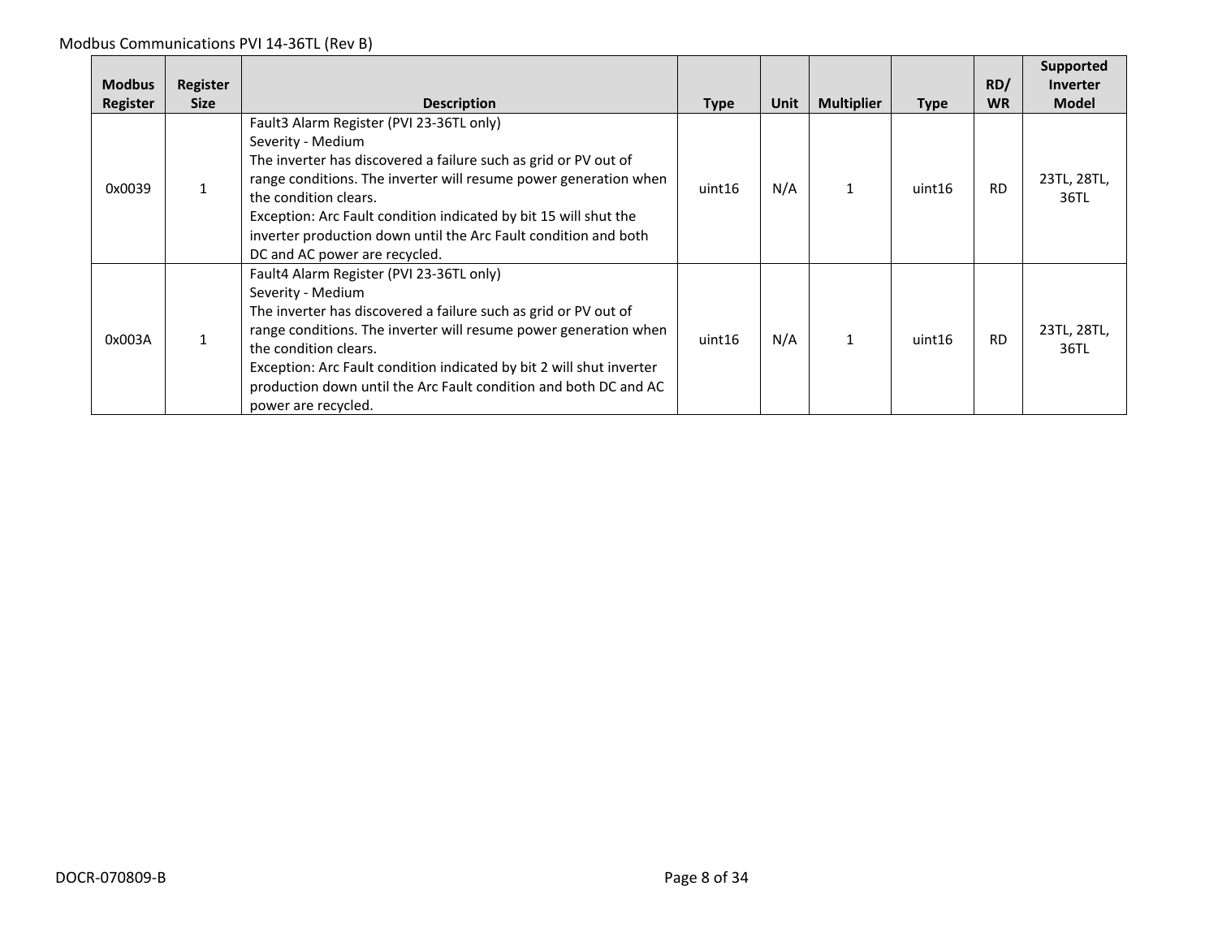| Modbus Register | Register Size | Description | Type | Unit | Multiplier | Type | RD/ WR | Supported Inverter Model |
|---|---|---|---|---|---|---|---|---|
| 0x0039 | 1 | Fault3 Alarm Register (PVI 23-36TL only)<br>Severity - Medium<br>The inverter has discovered a failure such as grid or PV out of range conditions. The inverter will resume power generation when the condition clears.<br>Exception: Arc Fault condition indicated by bit 15 will shut the inverter production down until the Arc Fault condition and both DC and AC power are recycled. | uint16 | N/A | 1 | uint16 | RD | 23TL, 28TL, 36TL |
| 0x003A | 1 | Fault4 Alarm Register (PVI 23-36TL only)<br>Severity - Medium<br>The inverter has discovered a failure such as grid or PV out of range conditions. The inverter will resume power generation when the condition clears.<br>Exception: Arc Fault condition indicated by bit 2 will shut inverter production down until the Arc Fault condition and both DC and AC power are recycled. | uint16 | N/A | 1 | uint16 | RD | 23TL, 28TL, 36TL |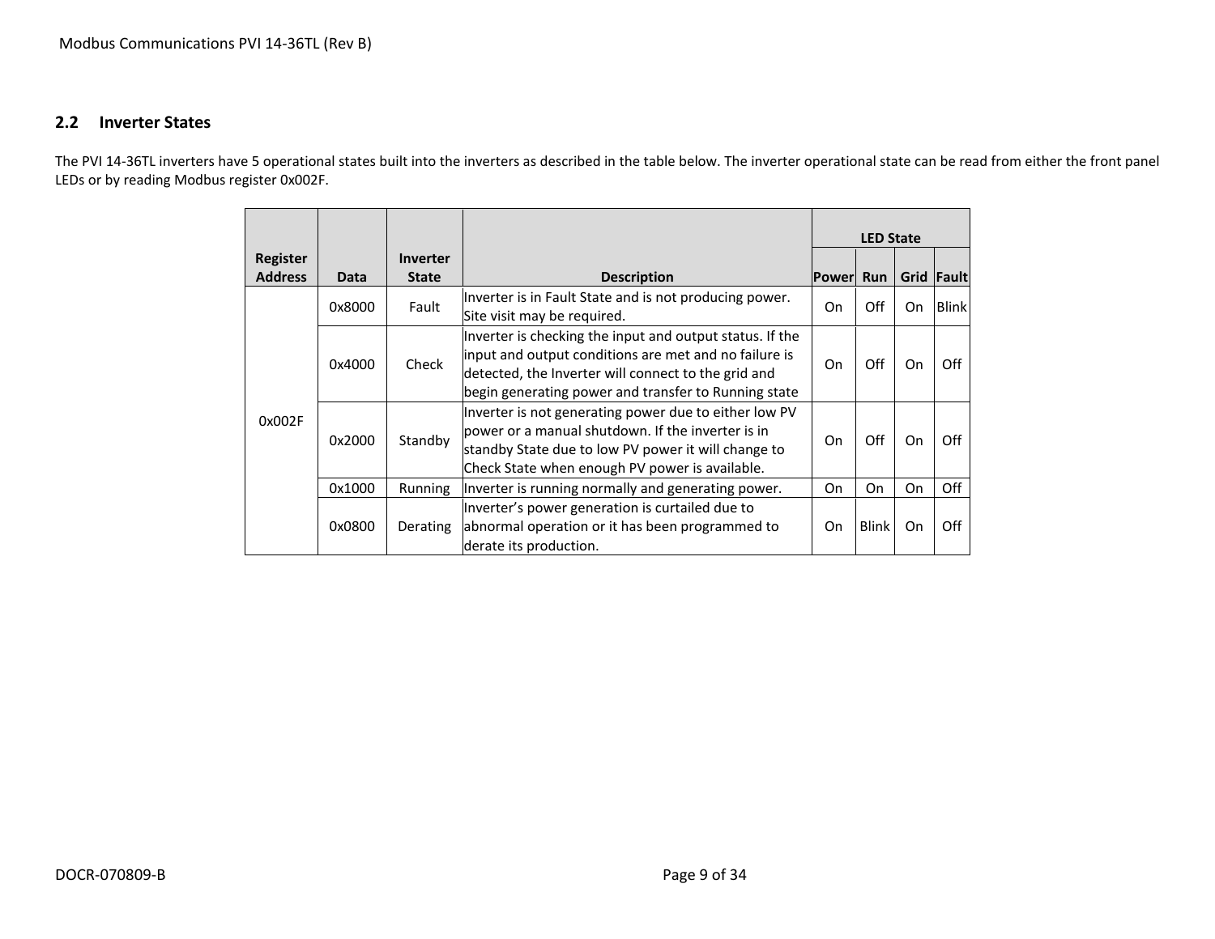## 2.2 Inverter States

The PVI 14-36TL inverters have 5 operational states built into the inverters as described in the table below. The inverter operational state can be read from either the front panel LEDs or by reading Modbus register 0x002F.

| Register Address | Data | Inverter State | Description | LED State | | | |
|---|---|---|---|---|---|---|---|
| | | | | Power | Run | Grid | Fault |
| 0x002F | 0x8000 | Fault | Inverter is in Fault State and is not producing power. Site visit may be required. | On | Off | On | Blink |
| | 0x4000 | Check | Inverter is checking the input and output status. If the input and output conditions are met and no failure is detected, the Inverter will connect to the grid and begin generating power and transfer to Running state | On | Off | On | Off |
| | 0x2000 | Standby | Inverter is not generating power due to either low PV power or a manual shutdown. If the inverter is in standby State due to low PV power it will change to Check State when enough PV power is available. | On | Off | On | Off |
| | 0x1000 | Running | Inverter is running normally and generating power. | On | On | On | Off |
| | 0x0800 | Derating | Inverter's power generation is curtailed due to abnormal operation or it has been programmed to derate its production. | On | Blink | On | Off |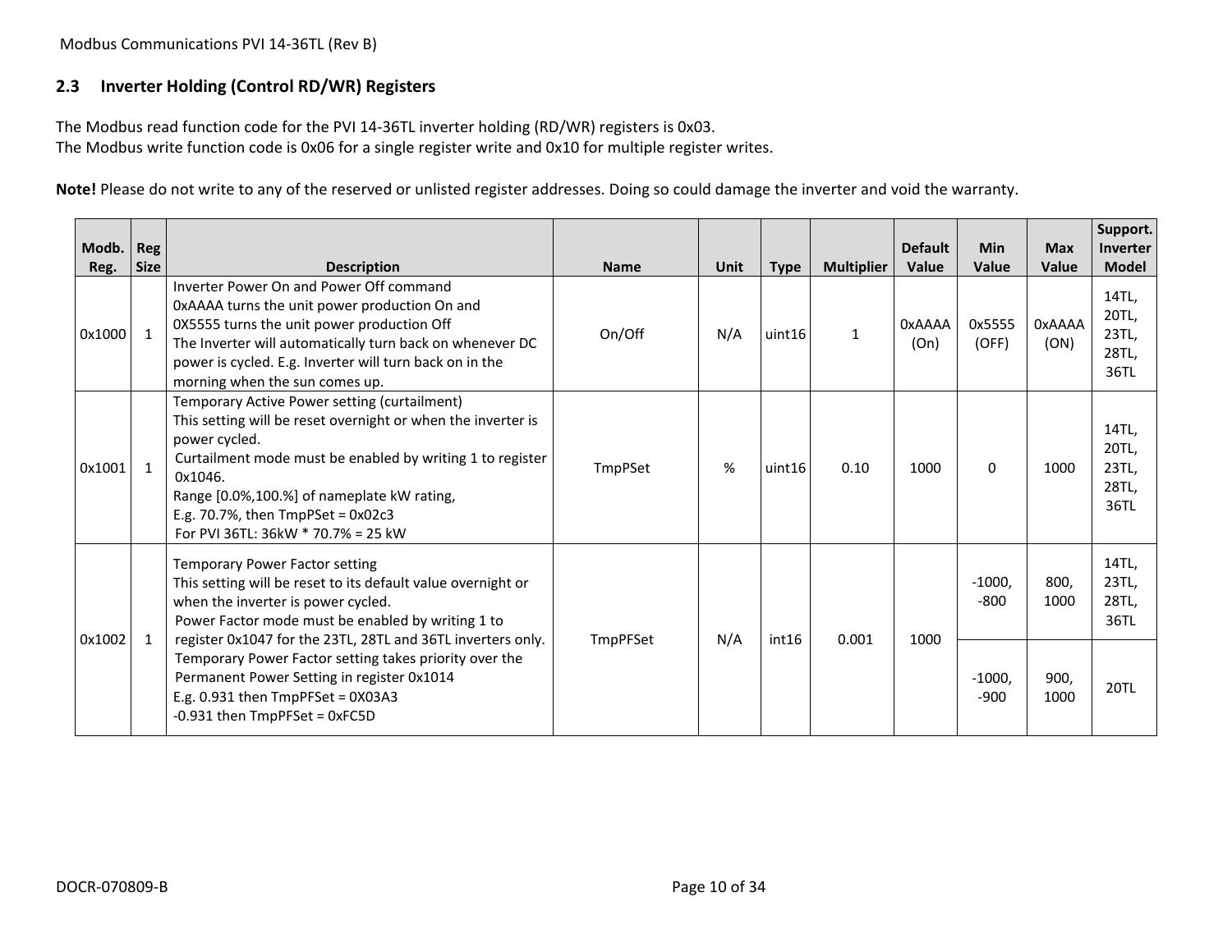## 2.3 Inverter Holding (Control RD/WR) Registers

The Modbus read function code for the PVI 14-36TL inverter holding (RD/WR) registers is 0x03.
The Modbus write function code is 0x06 for a single register write and 0x10 for multiple register writes.

**Note!** Please do not write to any of the reserved or unlisted register addresses. Doing so could damage the inverter and void the warranty.

| Modb. Reg. | Reg Size | Description | Name | Unit | Type | Multiplier | Default Value | Min Value | Max Value | Support. Inverter Model |
|---|---|---|---|---|---|---|---|---|---|---|
| 0x1000 | 1 | Inverter Power On and Power Off command<br>0xAAAA turns the unit power production On and<br>0X5555 turns the unit power production Off<br>The Inverter will automatically turn back on whenever DC power is cycled. E.g. Inverter will turn back on in the morning when the sun comes up. | On/Off | N/A | uint16 | 1 | 0xAAAA (On) | 0x5555 (OFF) | 0xAAAA (ON) | 14TL, 20TL, 23TL, 28TL, 36TL |
| 0x1001 | 1 | Temporary Active Power setting (curtailment)<br>This setting will be reset overnight or when the inverter is power cycled.<br>Curtailment mode must be enabled by writing 1 to register 0x1046.<br>Range [0.0%,100.%] of nameplate kW rating,<br>E.g. 70.7%, then TmpPSet = 0x02c3<br>For PVI 36TL: 36kW * 70.7% = 25 kW | TmpPSet | % | uint16 | 0.10 | 1000 | 0 | 1000 | 14TL, 20TL, 23TL, 28TL, 36TL |
| 0x1002 | 1 | Temporary Power Factor setting<br>This setting will be reset to its default value overnight or when the inverter is power cycled.<br>Power Factor mode must be enabled by writing 1 to register 0x1047 for the 23TL, 28TL and 36TL inverters only.<br>Temporary Power Factor setting takes priority over the Permanent Power Setting in register 0x1014<br>E.g. 0.931 then TmpPFSet = 0X03A3<br>-0.931 then TmpPFSet = 0xFC5D | TmpPFSet | N/A | int16 | 0.001 | 1000 | -1000, -800 | 800, 1000 | 14TL, 23TL, 28TL, 36TL |
| | | | | | | | | -1000, -900 | 900, 1000 | 20TL |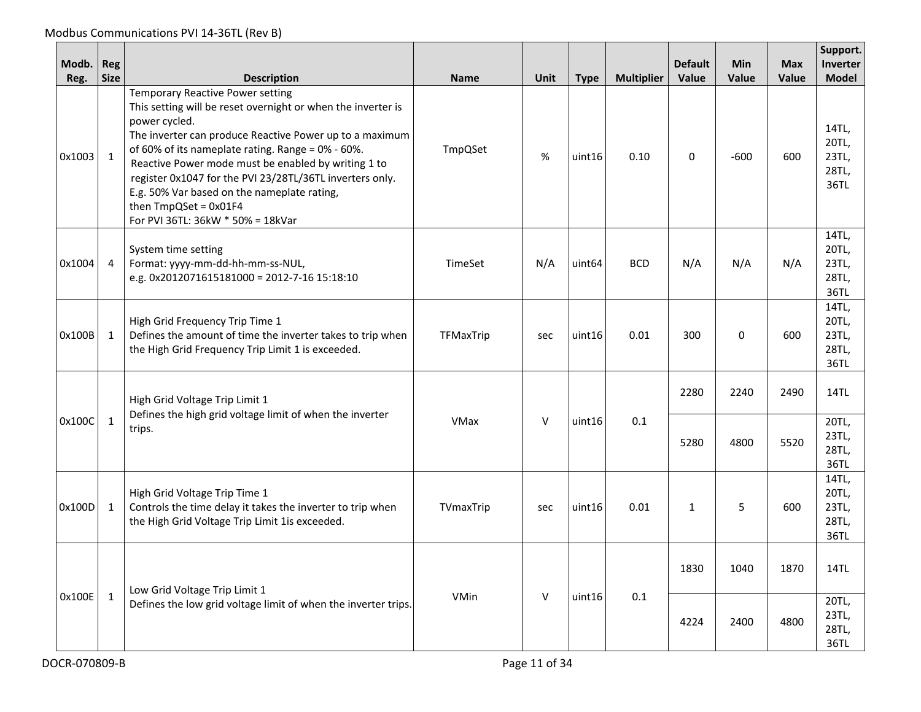| Modb. Reg. | Reg Size | Description | Name | Unit | Type | Multiplier | Default Value | Min Value | Max Value | Support. Inverter Model |
|---|---|---|---|---|---|---|---|---|---|---|
| 0x1003 | 1 | Temporary Reactive Power setting<br>This setting will be reset overnight or when the inverter is power cycled.<br>The inverter can produce Reactive Power up to a maximum of 60% of its nameplate rating. Range = 0% - 60%.<br>Reactive Power mode must be enabled by writing 1 to register 0x1047 for the PVI 23/28TL/36TL inverters only.<br>E.g. 50% Var based on the nameplate rating,<br>then TmpQSet = 0x01F4<br>For PVI 36TL: 36kW * 50% = 18kVar | TmpQSet | % | uint16 | 0.10 | 0 | -600 | 600 | 14TL, 20TL, 23TL, 28TL, 36TL |
| 0x1004 | 4 | System time setting<br>Format: yyyy-mm-dd-hh-mm-ss-NUL,<br>e.g. 0x2012071615181000 = 2012-7-16 15:18:10 | TimeSet | N/A | uint64 | BCD | N/A | N/A | N/A | 14TL, 20TL, 23TL, 28TL, 36TL |
| 0x100B | 1 | High Grid Frequency Trip Time 1<br>Defines the amount of time the inverter takes to trip when the High Grid Frequency Trip Limit 1 is exceeded. | TFMaxTrip | sec | uint16 | 0.01 | 300 | 0 | 600 | 14TL, 20TL, 23TL, 28TL, 36TL |
| 0x100C | 1 | High Grid Voltage Trip Limit 1<br>Defines the high grid voltage limit of when the inverter trips. | VMax | V | uint16 | 0.1 | 2280 | 2240 | 2490 | 14TL |
| | | | | | | | 5280 | 4800 | 5520 | 20TL, 23TL, 28TL, 36TL |
| 0x100D | 1 | High Grid Voltage Trip Time 1<br>Controls the time delay it takes the inverter to trip when the High Grid Voltage Trip Limit 1is exceeded. | TVmaxTrip | sec | uint16 | 0.01 | 1 | 5 | 600 | 14TL, 20TL, 23TL, 28TL, 36TL |
| 0x100E | 1 | Low Grid Voltage Trip Limit 1<br>Defines the low grid voltage limit of when the inverter trips. | VMin | V | uint16 | 0.1 | 1830 | 1040 | 1870 | 14TL |
| | | | | | | | 4224 | 2400 | 4800 | 20TL, 23TL, 28TL, 36TL |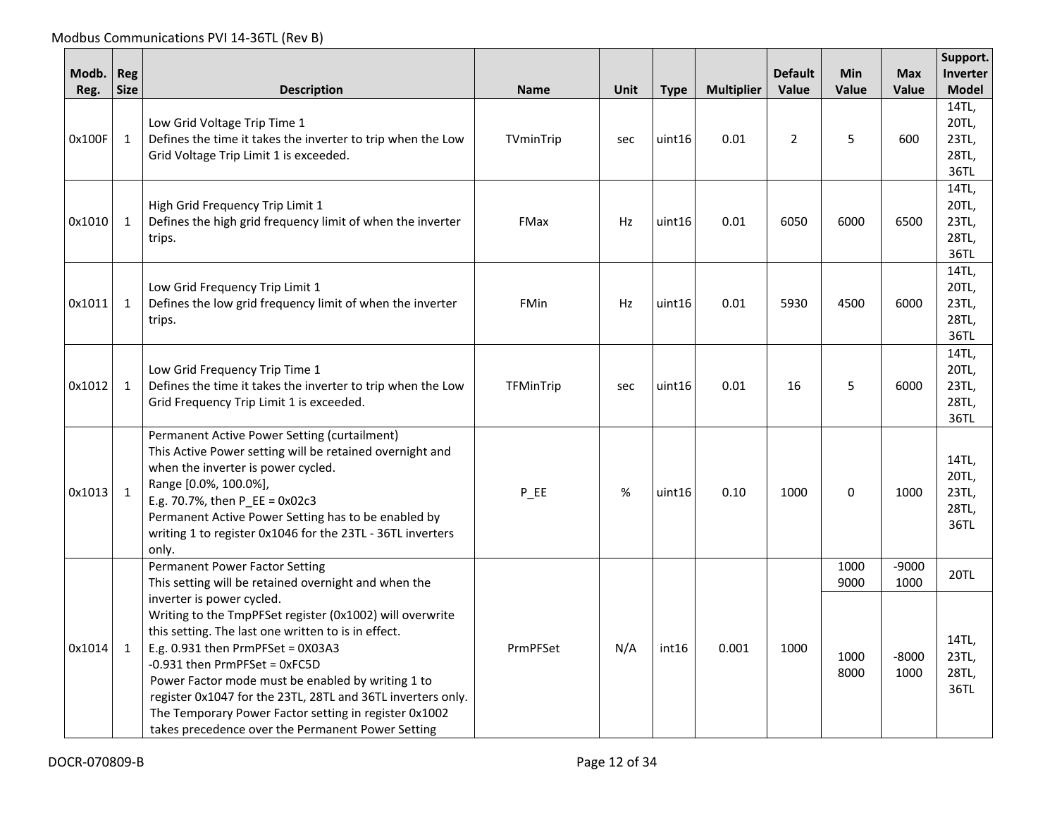| Modb. Reg. | Reg Size | Description | Name | Unit | Type | Multiplier | Default Value | Min Value | Max Value | Support. Inverter Model |
|---|---|---|---|---|---|---|---|---|---|---|
| 0x100F | 1 | Low Grid Voltage Trip Time 1<br>Defines the time it takes the inverter to trip when the Low Grid Voltage Trip Limit 1 is exceeded. | TVminTrip | sec | uint16 | 0.01 | 2 | 5 | 600 | 14TL, 20TL, 23TL, 28TL, 36TL |
| 0x1010 | 1 | High Grid Frequency Trip Limit 1<br>Defines the high grid frequency limit of when the inverter trips. | FMax | Hz | uint16 | 0.01 | 6050 | 6000 | 6500 | 14TL, 20TL, 23TL, 28TL, 36TL |
| 0x1011 | 1 | Low Grid Frequency Trip Limit 1<br>Defines the low grid frequency limit of when the inverter trips. | FMin | Hz | uint16 | 0.01 | 5930 | 4500 | 6000 | 14TL, 20TL, 23TL, 28TL, 36TL |
| 0x1012 | 1 | Low Grid Frequency Trip Time 1<br>Defines the time it takes the inverter to trip when the Low Grid Frequency Trip Limit 1 is exceeded. | TFMinTrip | sec | uint16 | 0.01 | 16 | 5 | 6000 | 14TL, 20TL, 23TL, 28TL, 36TL |
| 0x1013 | 1 | Permanent Active Power Setting (curtailment)<br>This Active Power setting will be retained overnight and when the inverter is power cycled.<br>Range [0.0%, 100.0%],<br>E.g. 70.7%, then P_EE = 0x02c3<br>Permanent Active Power Setting has to be enabled by writing 1 to register 0x1046 for the 23TL - 36TL inverters only. | P_EE | % | uint16 | 0.10 | 1000 | 0 | 1000 | 14TL, 20TL, 23TL, 28TL, 36TL |
| 0x1014 | 1 | Permanent Power Factor Setting<br>This setting will be retained overnight and when the inverter is power cycled.<br>Writing to the TmpPFSet register (0x1002) will overwrite this setting. The last one written to is in effect.<br>E.g. 0.931 then PrmPFSet = 0X03A3<br>-0.931 then PrmPFSet = 0xFC5D<br>Power Factor mode must be enabled by writing 1 to register 0x1047 for the 23TL, 28TL and 36TL inverters only.<br>The Temporary Power Factor setting in register 0x1002 takes precedence over the Permanent Power Setting | PrmPFSet | N/A | int16 | 0.001 | 1000 | 1000<br>9000 | -9000<br>1000 | 20TL |
| | | | | | | | | 1000<br>8000 | -8000<br>1000 | 14TL, 23TL, 28TL, 36TL |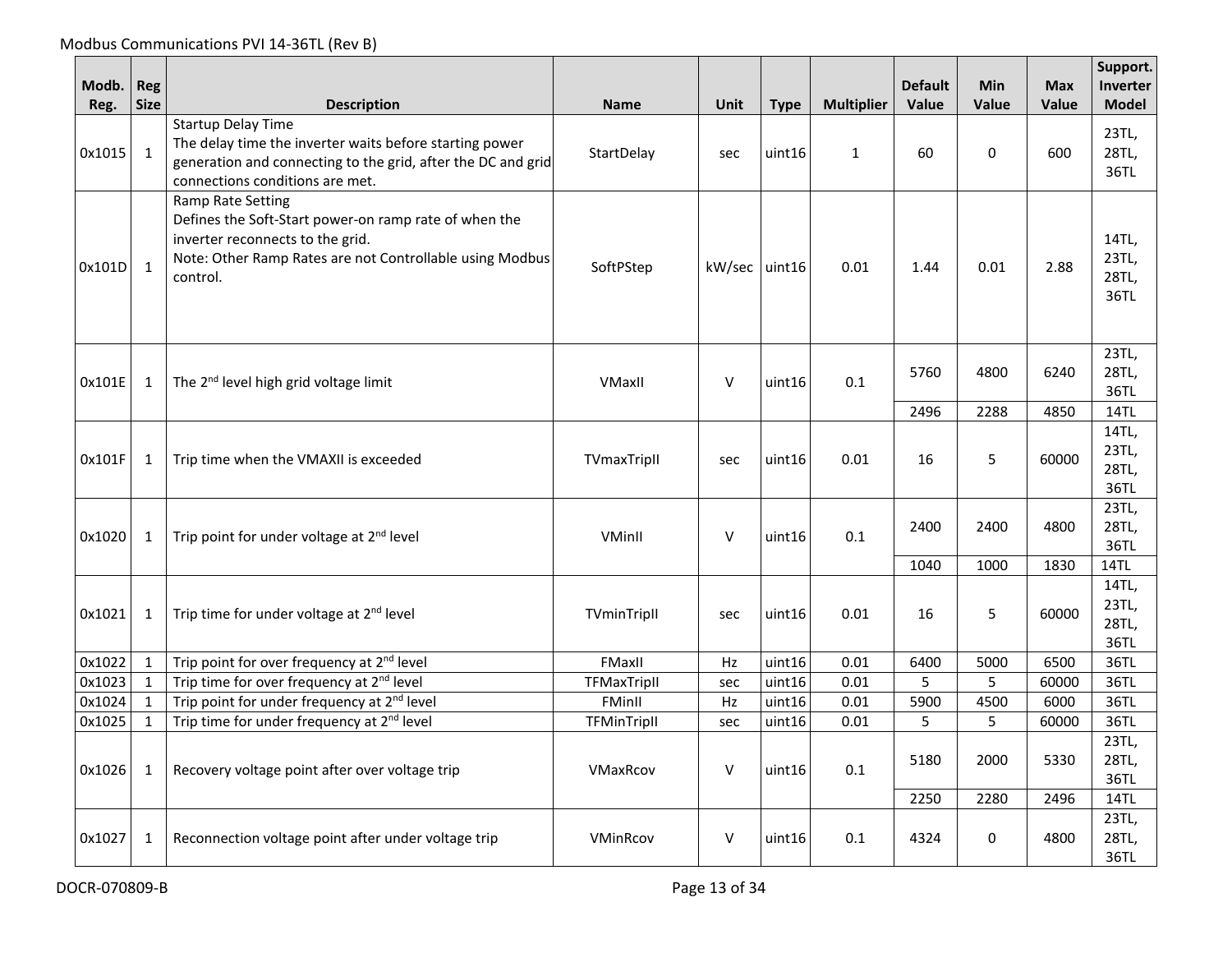| Modb. Reg. | Reg Size | Description | Name | Unit | Type | Multiplier | Default Value | Min Value | Max Value | Support. Inverter Model |
|---|---|---|---|---|---|---|---|---|---|---|
| 0x1015 | 1 | Startup Delay Time<br>The delay time the inverter waits before starting power generation and connecting to the grid, after the DC and grid connections conditions are met. | StartDelay | sec | uint16 | 1 | 60 | 0 | 600 | 23TL, 28TL, 36TL |
| 0x101D | 1 | Ramp Rate Setting<br>Defines the Soft-Start power-on ramp rate of when the inverter reconnects to the grid.<br>Note: Other Ramp Rates are not Controllable using Modbus control. | SoftPStep | kW/sec | uint16 | 0.01 | 1.44 | 0.01 | 2.88 | 14TL, 23TL, 28TL, 36TL |
| 0x101E | 1 | The 2nd level high grid voltage limit | VMaxII | V | uint16 | 0.1 | 5760 | 4800 | 6240 | 23TL, 28TL, 36TL |
| | | | | | | | 2496 | 2288 | 4850 | 14TL |
| 0x101F | 1 | Trip time when the VMAXII is exceeded | TVmaxTripII | sec | uint16 | 0.01 | 16 | 5 | 60000 | 14TL, 23TL, 28TL, 36TL |
| 0x1020 | 1 | Trip point for under voltage at 2nd level | VMinII | V | uint16 | 0.1 | 2400 | 2400 | 4800 | 23TL, 28TL, 36TL |
| | | | | | | | 1040 | 1000 | 1830 | 14TL |
| 0x1021 | 1 | Trip time for under voltage at 2nd level | TVminTripII | sec | uint16 | 0.01 | 16 | 5 | 60000 | 14TL, 23TL, 28TL, 36TL |
| 0x1022 | 1 | Trip point for over frequency at 2nd level | FMaxII | Hz | uint16 | 0.01 | 6400 | 5000 | 6500 | 36TL |
| 0x1023 | 1 | Trip time for over frequency at 2nd level | TFMaxTripII | sec | uint16 | 0.01 | 5 | 5 | 60000 | 36TL |
| 0x1024 | 1 | Trip point for under frequency at 2nd level | FMinII | Hz | uint16 | 0.01 | 5900 | 4500 | 6000 | 36TL |
| 0x1025 | 1 | Trip time for under frequency at 2nd level | TFMinTripII | sec | uint16 | 0.01 | 5 | 5 | 60000 | 36TL |
| 0x1026 | 1 | Recovery voltage point after over voltage trip | VMaxRcov | V | uint16 | 0.1 | 5180 | 2000 | 5330 | 23TL, 28TL, 36TL |
| | | | | | | | 2250 | 2280 | 2496 | 14TL |
| 0x1027 | 1 | Reconnection voltage point after under voltage trip | VMinRcov | V | uint16 | 0.1 | 4324 | 0 | 4800 | 23TL, 28TL, 36TL |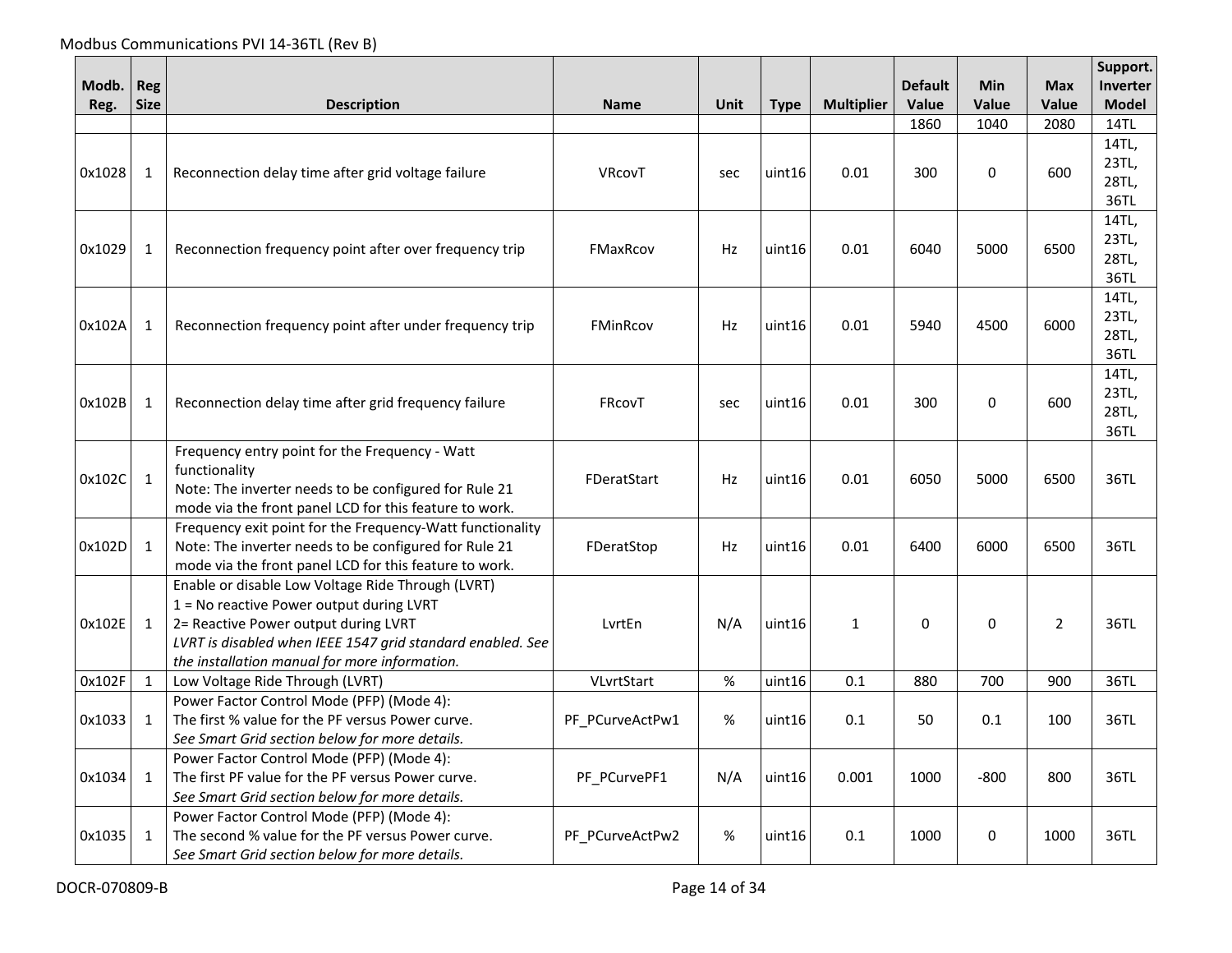| Modb. Reg. | Reg Size | Description | Name | Unit | Type | Multiplier | Default Value | Min Value | Max Value | Support. Inverter Model |
|---|---|---|---|---|---|---|---|---|---|---|
| | | | | | | | 1860 | 1040 | 2080 | 14TL |
| 0x1028 | 1 | Reconnection delay time after grid voltage failure | VRcovT | sec | uint16 | 0.01 | 300 | 0 | 600 | 14TL, 23TL, 28TL, 36TL |
| 0x1029 | 1 | Reconnection frequency point after over frequency trip | FMaxRcov | Hz | uint16 | 0.01 | 6040 | 5000 | 6500 | 14TL, 23TL, 28TL, 36TL |
| 0x102A | 1 | Reconnection frequency point after under frequency trip | FMinRcov | Hz | uint16 | 0.01 | 5940 | 4500 | 6000 | 14TL, 23TL, 28TL, 36TL |
| 0x102B | 1 | Reconnection delay time after grid frequency failure | FRcovT | sec | uint16 | 0.01 | 300 | 0 | 600 | 14TL, 23TL, 28TL, 36TL |
| 0x102C | 1 | Frequency entry point for the Frequency - Watt functionality<br>Note: The inverter needs to be configured for Rule 21 mode via the front panel LCD for this feature to work. | FDeratStart | Hz | uint16 | 0.01 | 6050 | 5000 | 6500 | 36TL |
| 0x102D | 1 | Frequency exit point for the Frequency-Watt functionality<br>Note: The inverter needs to be configured for Rule 21 mode via the front panel LCD for this feature to work. | FDeratStop | Hz | uint16 | 0.01 | 6400 | 6000 | 6500 | 36TL |
| 0x102E | 1 | Enable or disable Low Voltage Ride Through (LVRT)<br>1 = No reactive Power output during LVRT<br>2= Reactive Power output during LVRT<br>*LVRT is disabled when IEEE 1547 grid standard enabled. See the installation manual for more information.* | LvrtEn | N/A | uint16 | 1 | 0 | 0 | 2 | 36TL |
| 0x102F | 1 | Low Voltage Ride Through (LVRT) | VLvrtStart | % | uint16 | 0.1 | 880 | 700 | 900 | 36TL |
| 0x1033 | 1 | Power Factor Control Mode (PFP) (Mode 4):<br>The first % value for the PF versus Power curve.<br>*See Smart Grid section below for more details.* | PF_PCurveActPw1 | % | uint16 | 0.1 | 50 | 0.1 | 100 | 36TL |
| 0x1034 | 1 | Power Factor Control Mode (PFP) (Mode 4):<br>The first PF value for the PF versus Power curve.<br>*See Smart Grid section below for more details.* | PF_PCurvePF1 | N/A | uint16 | 0.001 | 1000 | -800 | 800 | 36TL |
| 0x1035 | 1 | Power Factor Control Mode (PFP) (Mode 4):<br>The second % value for the PF versus Power curve.<br>*See Smart Grid section below for more details.* | PF_PCurveActPw2 | % | uint16 | 0.1 | 1000 | 0 | 1000 | 36TL |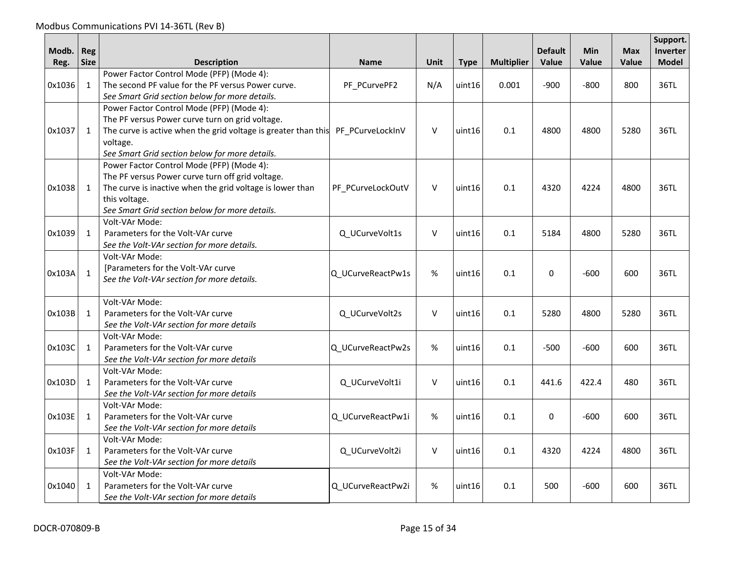| Modb. Reg. | Reg Size | Description | Name | Unit | Type | Multiplier | Default Value | Min Value | Max Value | Support. Inverter Model |
|---|---|---|---|---|---|---|---|---|---|---|
| 0x1036 | 1 | Power Factor Control Mode (PFP) (Mode 4):<br>The second PF value for the PF versus Power curve.<br>*See Smart Grid section below for more details.* | PF_PCurvePF2 | N/A | uint16 | 0.001 | -900 | -800 | 800 | 36TL |
| 0x1037 | 1 | Power Factor Control Mode (PFP) (Mode 4):<br>The PF versus Power curve turn on grid voltage.<br>The curve is active when the grid voltage is greater than this voltage.<br>*See Smart Grid section below for more details.* | PF_PCurveLockInV | V | uint16 | 0.1 | 4800 | 4800 | 5280 | 36TL |
| 0x1038 | 1 | Power Factor Control Mode (PFP) (Mode 4):<br>The PF versus Power curve turn off grid voltage.<br>The curve is inactive when the grid voltage is lower than this voltage.<br>*See Smart Grid section below for more details.* | PF_PCurveLockOutV | V | uint16 | 0.1 | 4320 | 4224 | 4800 | 36TL |
| 0x1039 | 1 | Volt-VAr Mode:<br>Parameters for the Volt-VAr curve<br>*See the Volt-VAr section for more details.* | Q_UCurveVolt1s | V | uint16 | 0.1 | 5184 | 4800 | 5280 | 36TL |
| 0x103A | 1 | Volt-VAr Mode:<br>[Parameters for the Volt-VAr curve<br>*See the Volt-VAr section for more details.* | Q_UCurveReactPw1s | % | uint16 | 0.1 | 0 | -600 | 600 | 36TL |
| 0x103B | 1 | Volt-VAr Mode:<br>Parameters for the Volt-VAr curve<br>*See the Volt-VAr section for more details* | Q_UCurveVolt2s | V | uint16 | 0.1 | 5280 | 4800 | 5280 | 36TL |
| 0x103C | 1 | Volt-VAr Mode:<br>Parameters for the Volt-VAr curve<br>*See the Volt-VAr section for more details* | Q_UCurveReactPw2s | % | uint16 | 0.1 | -500 | -600 | 600 | 36TL |
| 0x103D | 1 | Volt-VAr Mode:<br>Parameters for the Volt-VAr curve<br>*See the Volt-VAr section for more details* | Q_UCurveVolt1i | V | uint16 | 0.1 | 441.6 | 422.4 | 480 | 36TL |
| 0x103E | 1 | Volt-VAr Mode:<br>Parameters for the Volt-VAr curve<br>*See the Volt-VAr section for more details* | Q_UCurveReactPw1i | % | uint16 | 0.1 | 0 | -600 | 600 | 36TL |
| 0x103F | 1 | Volt-VAr Mode:<br>Parameters for the Volt-VAr curve<br>*See the Volt-VAr section for more details* | Q_UCurveVolt2i | V | uint16 | 0.1 | 4320 | 4224 | 4800 | 36TL |
| 0x1040 | 1 | Volt-VAr Mode:<br>Parameters for the Volt-VAr curve<br>*See the Volt-VAr section for more details* | Q_UCurveReactPw2i | % | uint16 | 0.1 | 500 | -600 | 600 | 36TL |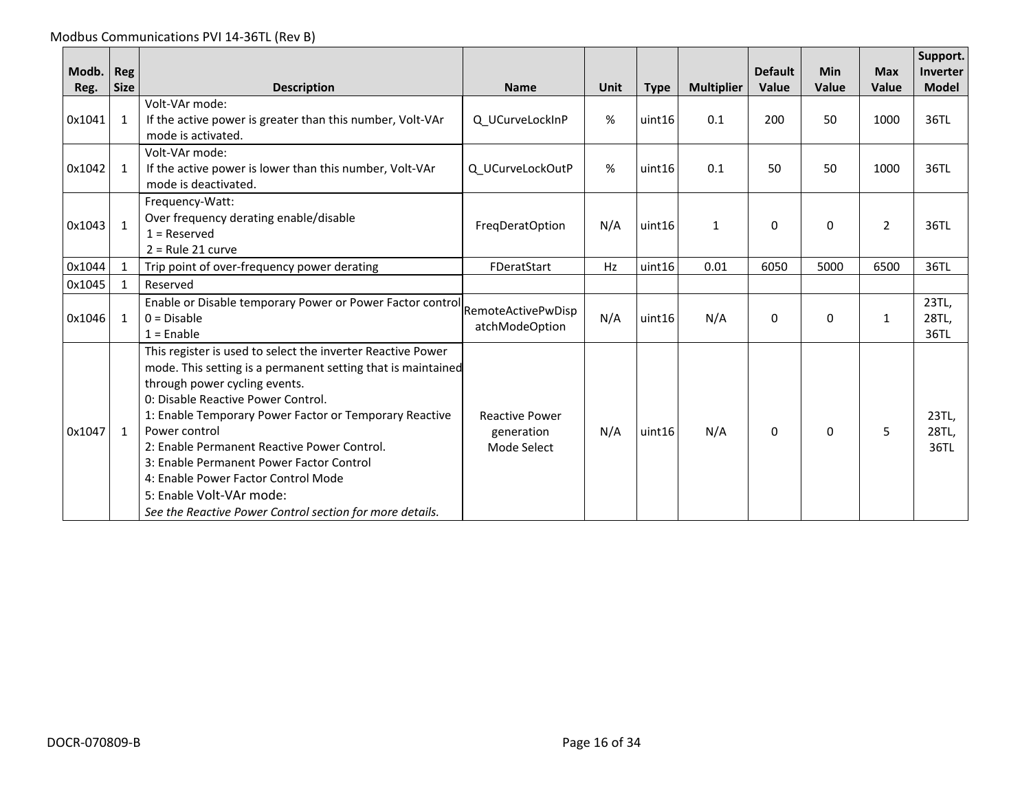| Modb. Reg. | Reg Size | Description | Name | Unit | Type | Multiplier | Default Value | Min Value | Max Value | Support. Inverter Model |
|---|---|---|---|---|---|---|---|---|---|---|
| 0x1041 | 1 | Volt-VAr mode:<br>If the active power is greater than this number, Volt-VAr mode is activated. | Q_UCurveLockInP | % | uint16 | 0.1 | 200 | 50 | 1000 | 36TL |
| 0x1042 | 1 | Volt-VAr mode:<br>If the active power is lower than this number, Volt-VAr mode is deactivated. | Q_UCurveLockOutP | % | uint16 | 0.1 | 50 | 50 | 1000 | 36TL |
| 0x1043 | 1 | Frequency-Watt:<br>Over frequency derating enable/disable<br>1 = Reserved<br>2 = Rule 21 curve | FreqDeratOption | N/A | uint16 | 1 | 0 | 0 | 2 | 36TL |
| 0x1044 | 1 | Trip point of over-frequency power derating | FDeratStart | Hz | uint16 | 0.01 | 6050 | 5000 | 6500 | 36TL |
| 0x1045 | 1 | Reserved | | | | | | | | |
| 0x1046 | 1 | Enable or Disable temporary Power or Power Factor control<br>0 = Disable<br>1 = Enable | RemoteActivePwDispatchModeOption | N/A | uint16 | N/A | 0 | 0 | 1 | 23TL, 28TL, 36TL |
| 0x1047 | 1 | This register is used to select the inverter Reactive Power mode. This setting is a permanent setting that is maintained through power cycling events.<br>0: Disable Reactive Power Control.<br>1: Enable Temporary Power Factor or Temporary Reactive Power control<br>2: Enable Permanent Reactive Power Control.<br>3: Enable Permanent Power Factor Control<br>4: Enable Power Factor Control Mode<br>5: Enable Volt-VAr mode:<br>*See the Reactive Power Control section for more details.* | Reactive Power generation Mode Select | N/A | uint16 | N/A | 0 | 0 | 5 | 23TL, 28TL, 36TL |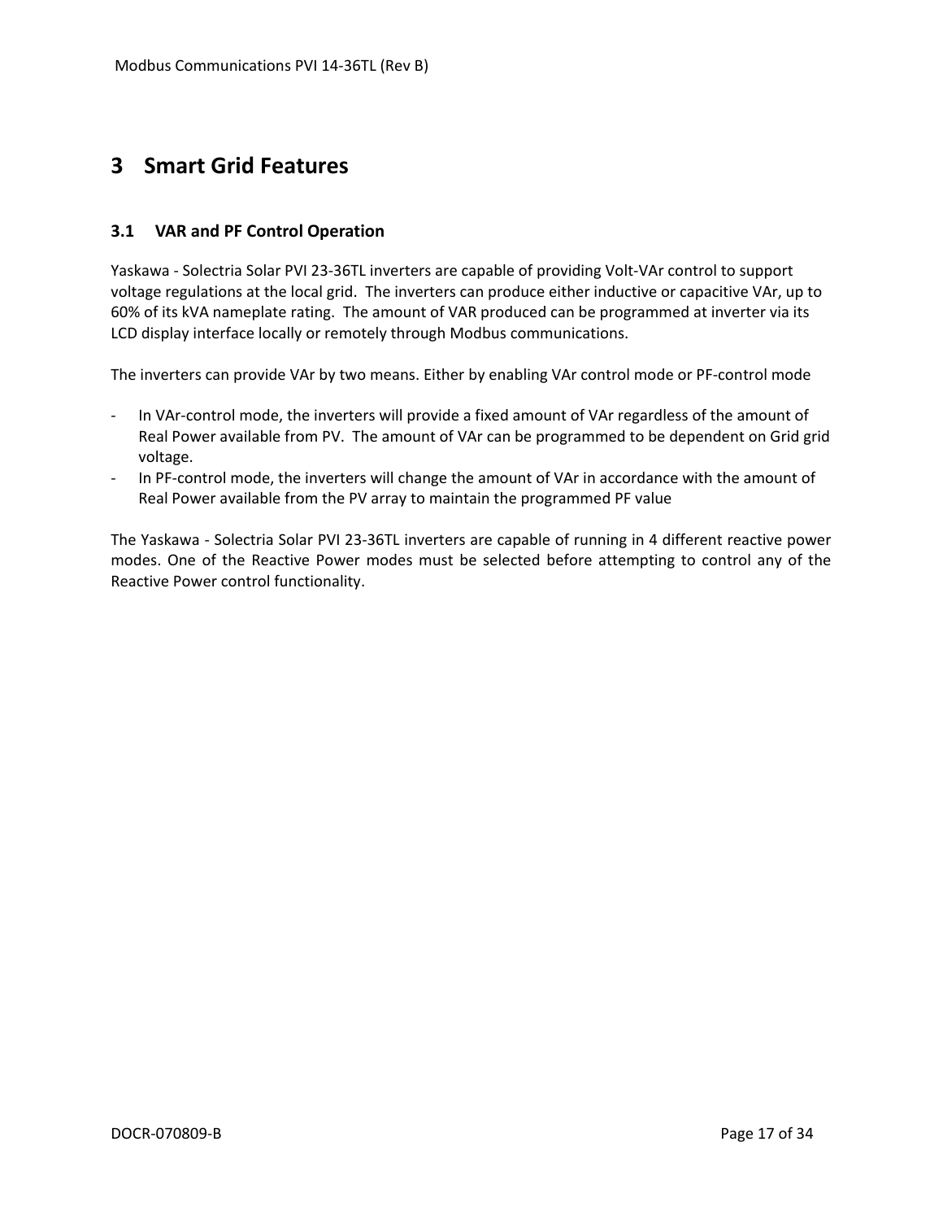# 3 Smart Grid Features

## 3.1 VAR and PF Control Operation

Yaskawa - Solectria Solar PVI 23-36TL inverters are capable of providing Volt-VAr control to support voltage regulations at the local grid. The inverters can produce either inductive or capacitive VAr, up to 60% of its kVA nameplate rating. The amount of VAR produced can be programmed at inverter via its LCD display interface locally or remotely through Modbus communications.

The inverters can provide VAr by two means. Either by enabling VAr control mode or PF-control mode

- In VAr-control mode, the inverters will provide a fixed amount of VAr regardless of the amount of Real Power available from PV. The amount of VAr can be programmed to be dependent on Grid grid voltage.
- In PF-control mode, the inverters will change the amount of VAr in accordance with the amount of Real Power available from the PV array to maintain the programmed PF value

The Yaskawa - Solectria Solar PVI 23-36TL inverters are capable of running in 4 different reactive power modes. One of the Reactive Power modes must be selected before attempting to control any of the Reactive Power control functionality.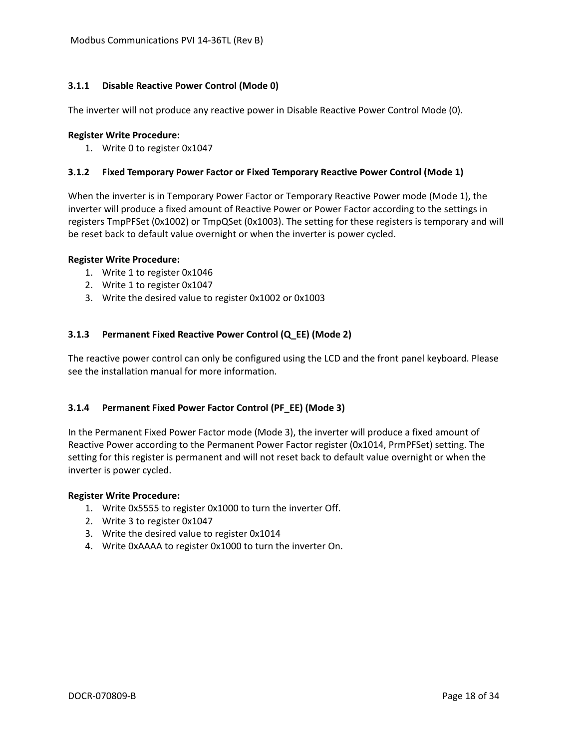### 3.1.1 Disable Reactive Power Control (Mode 0)

The inverter will not produce any reactive power in Disable Reactive Power Control Mode (0).

**Register Write Procedure:**

1. Write 0 to register 0x1047

### 3.1.2 Fixed Temporary Power Factor or Fixed Temporary Reactive Power Control (Mode 1)

When the inverter is in Temporary Power Factor or Temporary Reactive Power mode (Mode 1), the inverter will produce a fixed amount of Reactive Power or Power Factor according to the settings in registers TmpPFSet (0x1002) or TmpQSet (0x1003). The setting for these registers is temporary and will be reset back to default value overnight or when the inverter is power cycled.

**Register Write Procedure:**

1. Write 1 to register 0x1046
2. Write 1 to register 0x1047
3. Write the desired value to register 0x1002 or 0x1003

### 3.1.3 Permanent Fixed Reactive Power Control (Q_EE) (Mode 2)

The reactive power control can only be configured using the LCD and the front panel keyboard. Please see the installation manual for more information.

### 3.1.4 Permanent Fixed Power Factor Control (PF_EE) (Mode 3)

In the Permanent Fixed Power Factor mode (Mode 3), the inverter will produce a fixed amount of Reactive Power according to the Permanent Power Factor register (0x1014, PrmPFSet) setting. The setting for this register is permanent and will not reset back to default value overnight or when the inverter is power cycled.

**Register Write Procedure:**

1. Write 0x5555 to register 0x1000 to turn the inverter Off.
2. Write 3 to register 0x1047
3. Write the desired value to register 0x1014
4. Write 0xAAAA to register 0x1000 to turn the inverter On.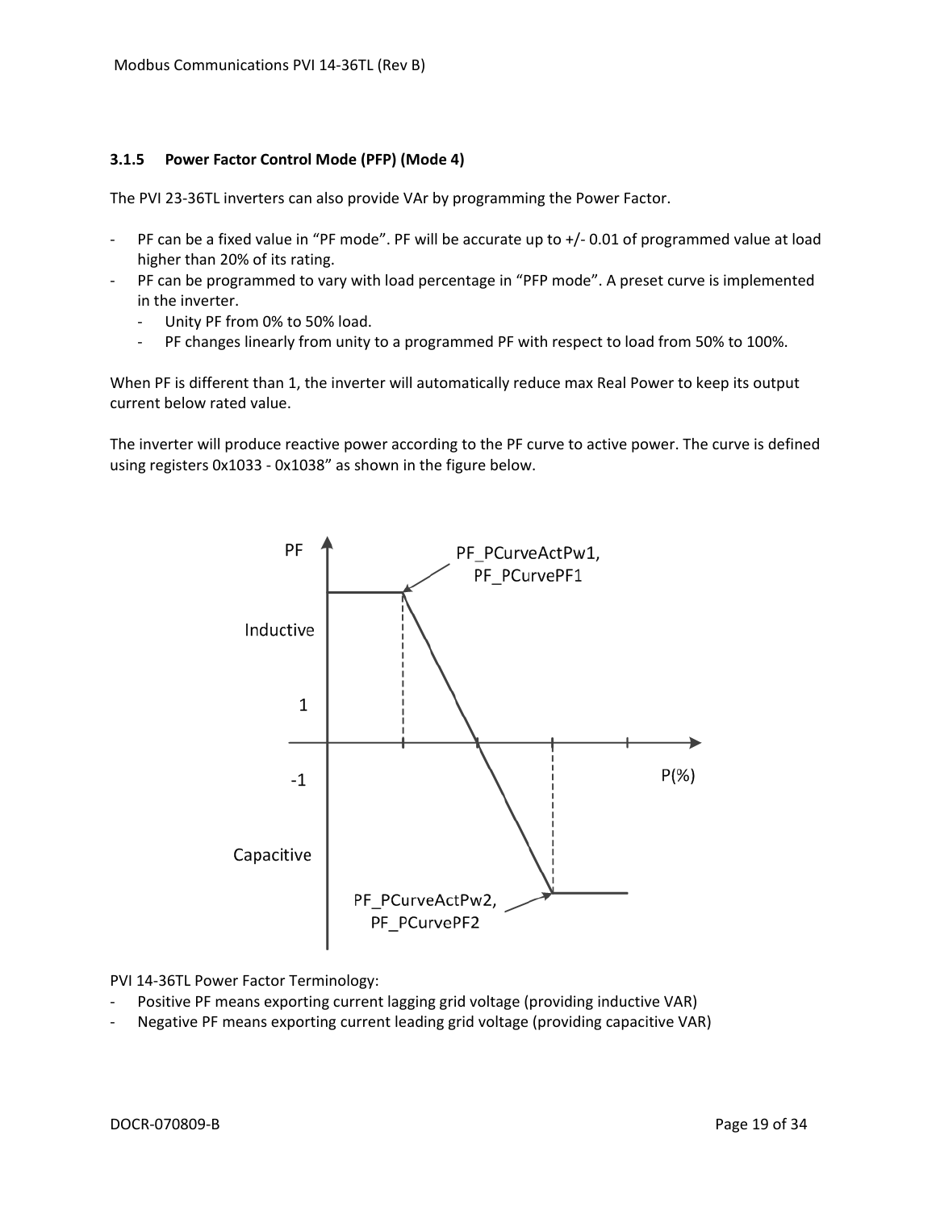### 3.1.5 Power Factor Control Mode (PFP) (Mode 4)

The PVI 23-36TL inverters can also provide VAr by programming the Power Factor.

- PF can be a fixed value in "PF mode". PF will be accurate up to +/- 0.01 of programmed value at load higher than 20% of its rating.
- PF can be programmed to vary with load percentage in "PFP mode". A preset curve is implemented in the inverter.
  - Unity PF from 0% to 50% load.
  - PF changes linearly from unity to a programmed PF with respect to load from 50% to 100%.

When PF is different than 1, the inverter will automatically reduce max Real Power to keep its output current below rated value.

The inverter will produce reactive power according to the PF curve to active power. The curve is defined using registers 0x1033 - 0x1038" as shown in the figure below.

PVI 14-36TL Power Factor Terminology:

- Positive PF means exporting current lagging grid voltage (providing inductive VAR)
- Negative PF means exporting current leading grid voltage (providing capacitive VAR)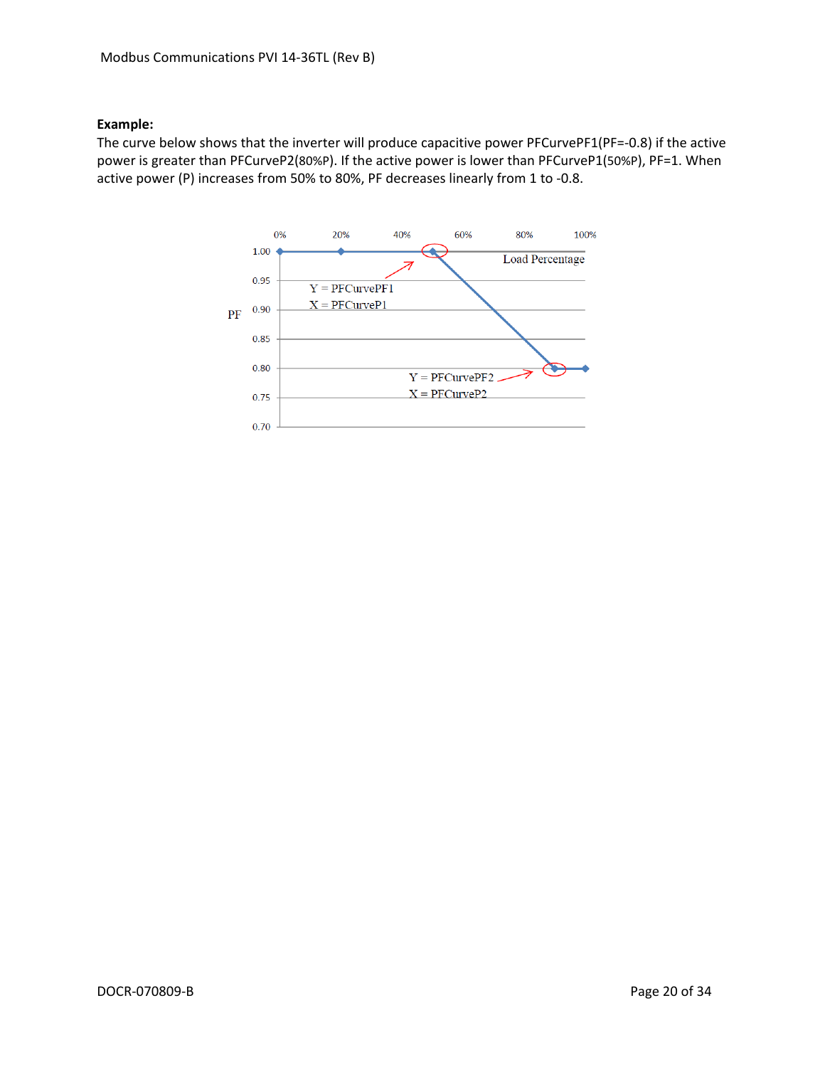**Example:**

The curve below shows that the inverter will produce capacitive power PFCurvePF1(PF=-0.8) if the active power is greater than PFCurveP2(80%P). If the active power is lower than PFCurveP1(50%P), PF=1. When active power (P) increases from 50% to 80%, PF decreases linearly from 1 to -0.8.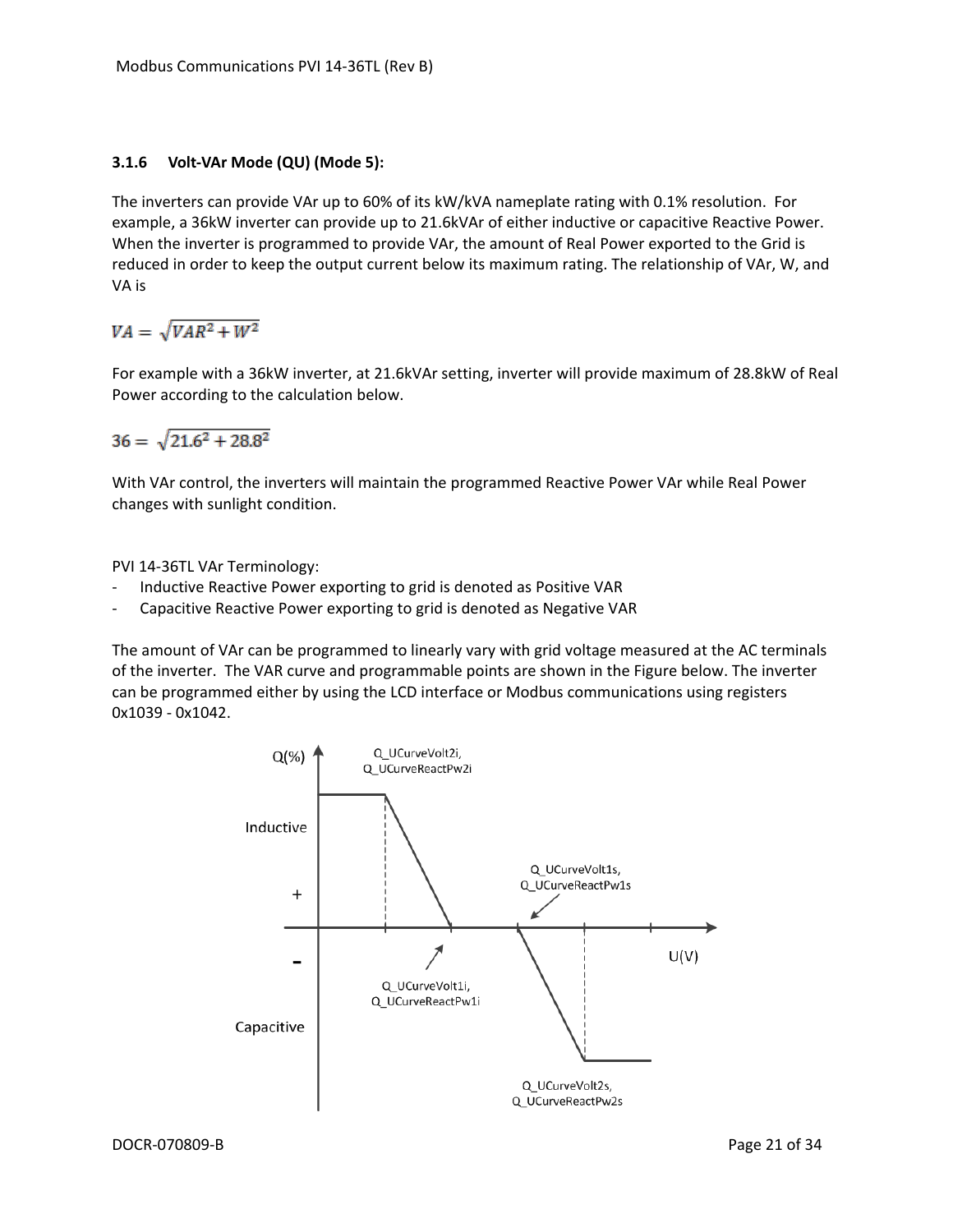### 3.1.6 Volt-VAr Mode (QU) (Mode 5):

The inverters can provide VAr up to 60% of its kW/kVA nameplate rating with 0.1% resolution. For example, a 36kW inverter can provide up to 21.6kVAr of either inductive or capacitive Reactive Power. When the inverter is programmed to provide VAr, the amount of Real Power exported to the Grid is reduced in order to keep the output current below its maximum rating. The relationship of VAr, W, and VA is

$$VA = \sqrt{VAR^2 + W^2}$$

For example with a 36kW inverter, at 21.6kVAr setting, inverter will provide maximum of 28.8kW of Real Power according to the calculation below.

$$36 = \sqrt{21.6^2 + 28.8^2}$$

With VAr control, the inverters will maintain the programmed Reactive Power VAr while Real Power changes with sunlight condition.

PVI 14-36TL VAr Terminology:

- Inductive Reactive Power exporting to grid is denoted as Positive VAR
- Capacitive Reactive Power exporting to grid is denoted as Negative VAR

The amount of VAr can be programmed to linearly vary with grid voltage measured at the AC terminals of the inverter. The VAR curve and programmable points are shown in the Figure below. The inverter can be programmed either by using the LCD interface or Modbus communications using registers 0x1039 - 0x1042.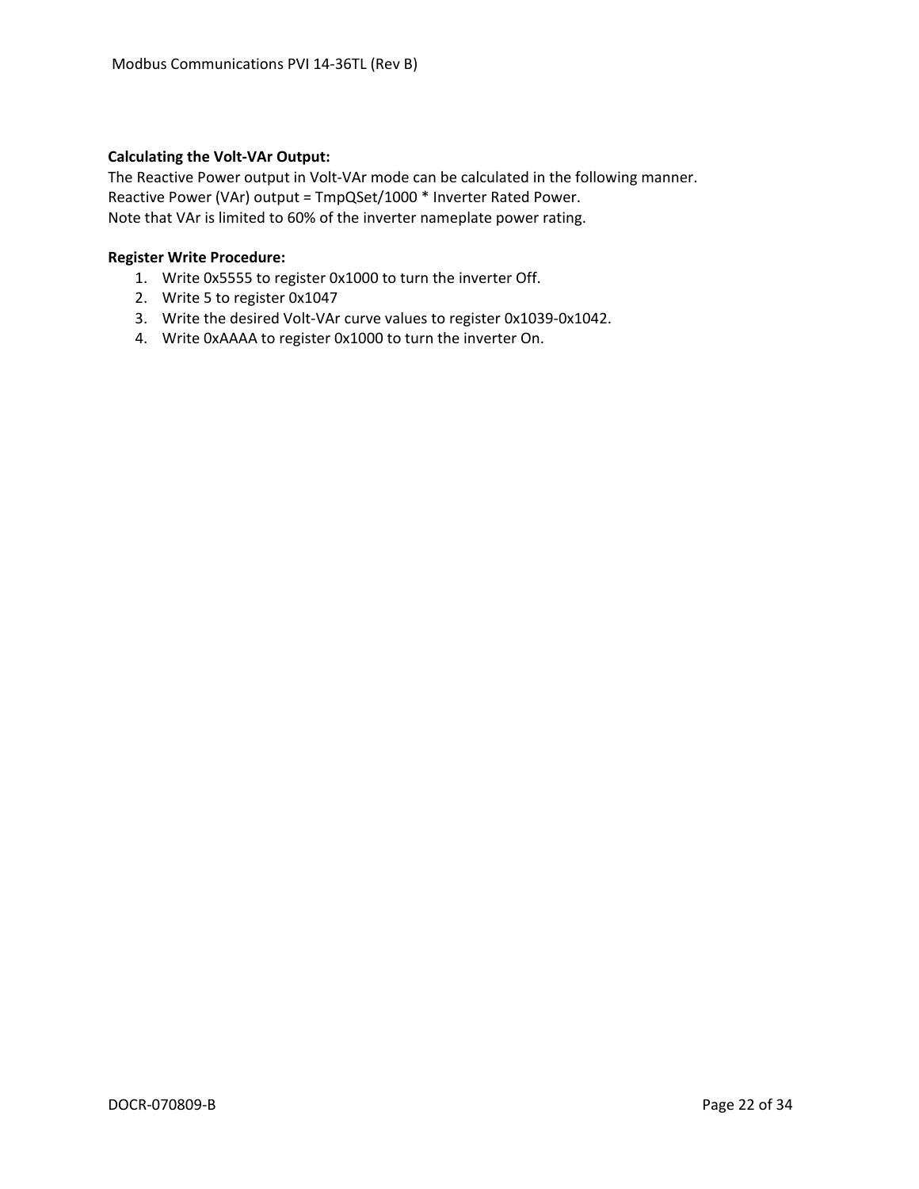**Calculating the Volt-VAr Output:**
The Reactive Power output in Volt-VAr mode can be calculated in the following manner.
Reactive Power (VAr) output = TmpQSet/1000 * Inverter Rated Power.
Note that VAr is limited to 60% of the inverter nameplate power rating.

**Register Write Procedure:**

1. Write 0x5555 to register 0x1000 to turn the inverter Off.
2. Write 5 to register 0x1047
3. Write the desired Volt-VAr curve values to register 0x1039-0x1042.
4. Write 0xAAAA to register 0x1000 to turn the inverter On.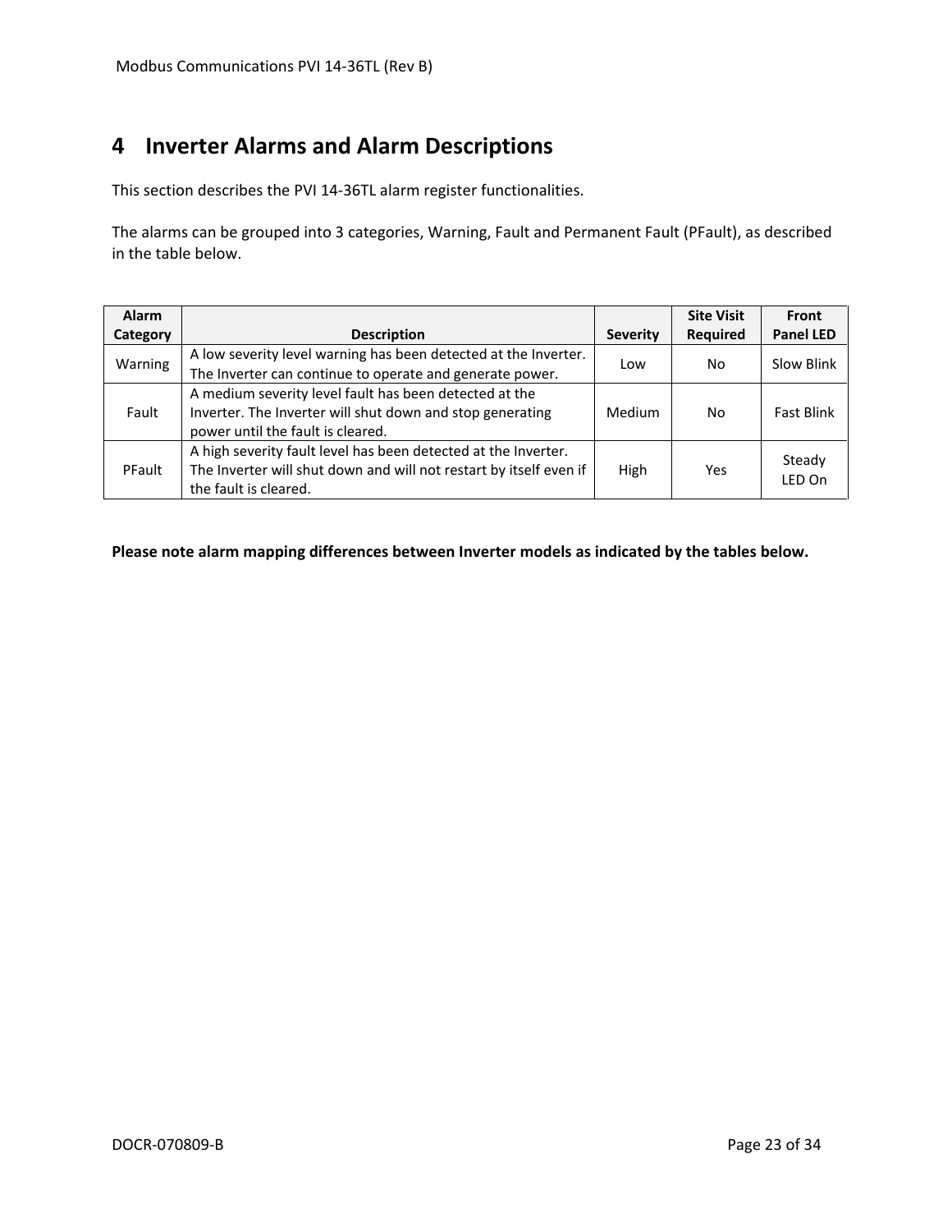# 4 Inverter Alarms and Alarm Descriptions

This section describes the PVI 14-36TL alarm register functionalities.

The alarms can be grouped into 3 categories, Warning, Fault and Permanent Fault (PFault), as described in the table below.

| Alarm Category | Description | Severity | Site Visit Required | Front Panel LED |
|---|---|---|---|---|
| Warning | A low severity level warning has been detected at the Inverter. The Inverter can continue to operate and generate power. | Low | No | Slow Blink |
| Fault | A medium severity level fault has been detected at the Inverter. The Inverter will shut down and stop generating power until the fault is cleared. | Medium | No | Fast Blink |
| PFault | A high severity fault level has been detected at the Inverter. The Inverter will shut down and will not restart by itself even if the fault is cleared. | High | Yes | Steady LED On |

**Please note alarm mapping differences between Inverter models as indicated by the tables below.**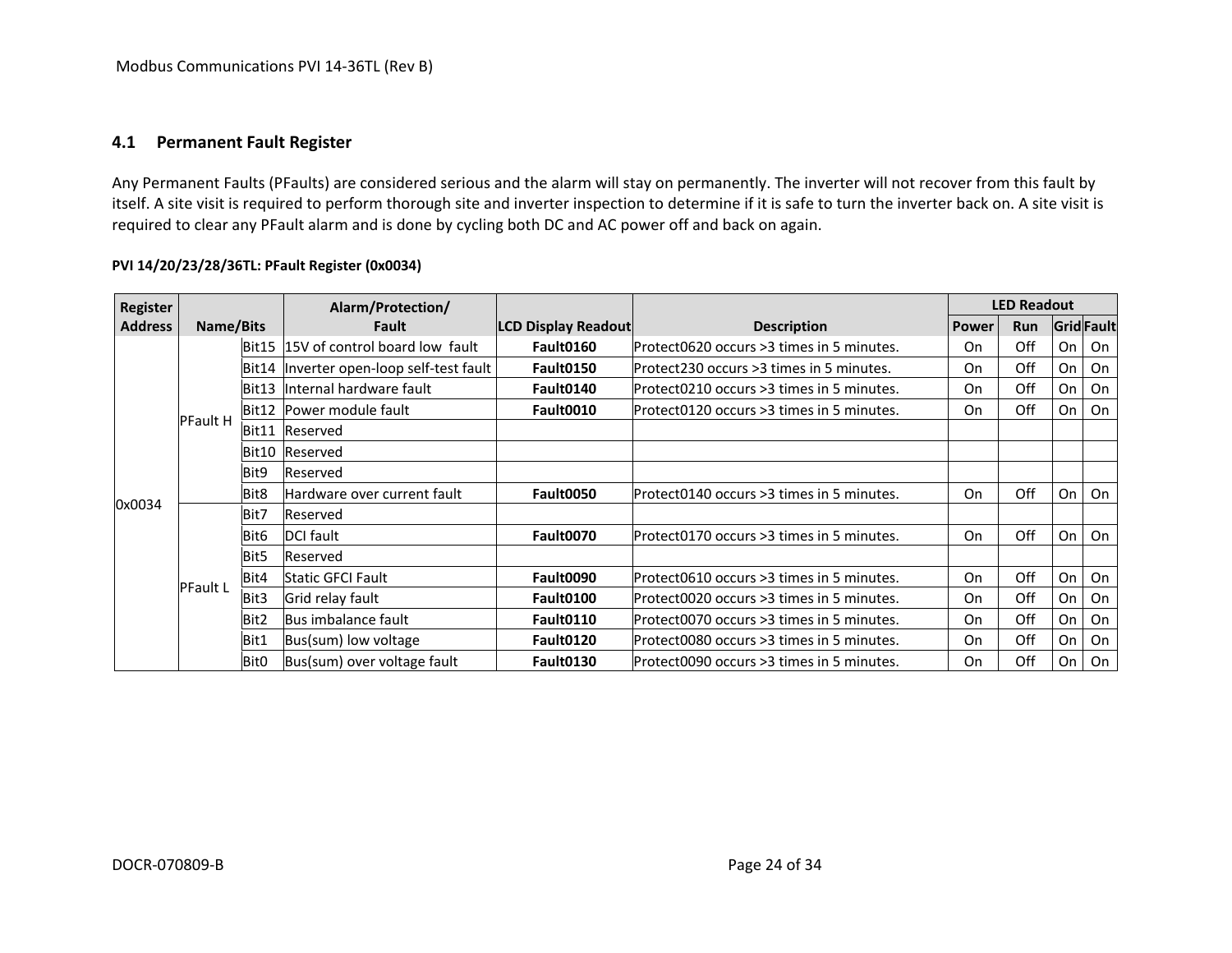## 4.1 Permanent Fault Register

Any Permanent Faults (PFaults) are considered serious and the alarm will stay on permanently. The inverter will not recover from this fault by itself. A site visit is required to perform thorough site and inverter inspection to determine if it is safe to turn the inverter back on. A site visit is required to clear any PFault alarm and is done by cycling both DC and AC power off and back on again.

**PVI 14/20/23/28/36TL: PFault Register (0x0034)**

| Register Address | Name/Bits | | Alarm/Protection/ Fault | LCD Display Readout | Description | LED Readout | | | |
|---|---|---|---|---|---|---|---|---|---|
| | | | | | | Power | Run | Grid | Fault |
| 0x0034 | PFault H | Bit15 | 15V of control board low fault | **Fault0160** | Protect0620 occurs >3 times in 5 minutes. | On | Off | On | On |
| | | Bit14 | Inverter open-loop self-test fault | **Fault0150** | Protect230 occurs >3 times in 5 minutes. | On | Off | On | On |
| | | Bit13 | Internal hardware fault | **Fault0140** | Protect0210 occurs >3 times in 5 minutes. | On | Off | On | On |
| | | Bit12 | Power module fault | **Fault0010** | Protect0120 occurs >3 times in 5 minutes. | On | Off | On | On |
| | | Bit11 | Reserved | | | | | | |
| | | Bit10 | Reserved | | | | | | |
| | | Bit9 | Reserved | | | | | | |
| | | Bit8 | Hardware over current fault | **Fault0050** | Protect0140 occurs >3 times in 5 minutes. | On | Off | On | On |
| | PFault L | Bit7 | Reserved | | | | | | |
| | | Bit6 | DCI fault | **Fault0070** | Protect0170 occurs >3 times in 5 minutes. | On | Off | On | On |
| | | Bit5 | Reserved | | | | | | |
| | | Bit4 | Static GFCI Fault | **Fault0090** | Protect0610 occurs >3 times in 5 minutes. | On | Off | On | On |
| | | Bit3 | Grid relay fault | **Fault0100** | Protect0020 occurs >3 times in 5 minutes. | On | Off | On | On |
| | | Bit2 | Bus imbalance fault | **Fault0110** | Protect0070 occurs >3 times in 5 minutes. | On | Off | On | On |
| | | Bit1 | Bus(sum) low voltage | **Fault0120** | Protect0080 occurs >3 times in 5 minutes. | On | Off | On | On |
| | | Bit0 | Bus(sum) over voltage fault | **Fault0130** | Protect0090 occurs >3 times in 5 minutes. | On | Off | On | On |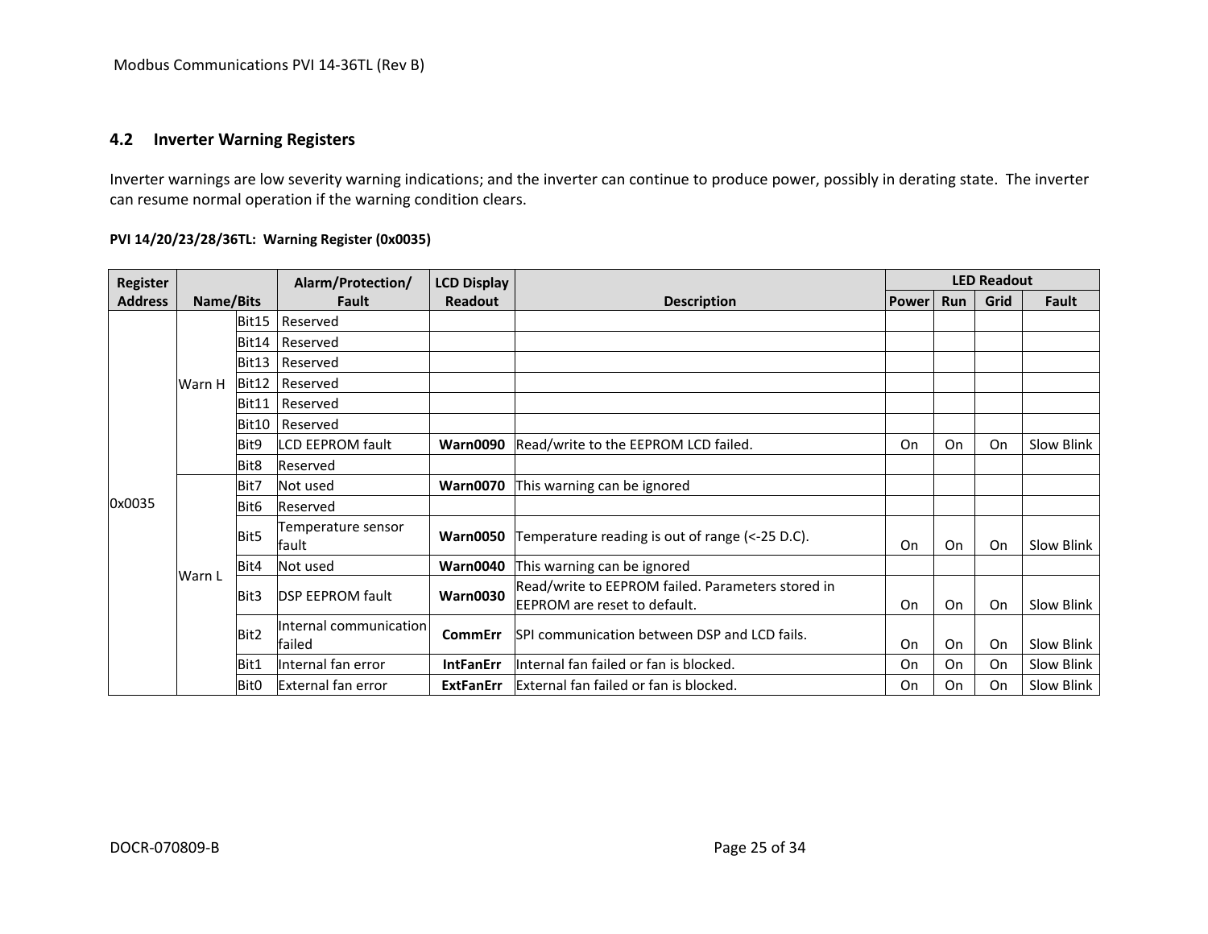## 4.2 Inverter Warning Registers

Inverter warnings are low severity warning indications; and the inverter can continue to produce power, possibly in derating state. The inverter can resume normal operation if the warning condition clears.

**PVI 14/20/23/28/36TL: Warning Register (0x0035)**

| Register Address | Name/Bits | | Alarm/Protection/ Fault | LCD Display Readout | Description | LED Readout | | | |
|---|---|---|---|---|---|---|---|---|---|
| | | | | | | Power | Run | Grid | Fault |
| 0x0035 | Warn H | Bit15 | Reserved | | | | | | |
| | | Bit14 | Reserved | | | | | | |
| | | Bit13 | Reserved | | | | | | |
| | | Bit12 | Reserved | | | | | | |
| | | Bit11 | Reserved | | | | | | |
| | | Bit10 | Reserved | | | | | | |
| | | Bit9 | LCD EEPROM fault | **Warn0090** | Read/write to the EEPROM LCD failed. | On | On | On | Slow Blink |
| | | Bit8 | Reserved | | | | | | |
| | Warn L | Bit7 | Not used | **Warn0070** | This warning can be ignored | | | | |
| | | Bit6 | Reserved | | | | | | |
| | | Bit5 | Temperature sensor fault | **Warn0050** | Temperature reading is out of range (<-25 D.C). | On | On | On | Slow Blink |
| | | Bit4 | Not used | **Warn0040** | This warning can be ignored | | | | |
| | | Bit3 | DSP EEPROM fault | **Warn0030** | Read/write to EEPROM failed. Parameters stored in EEPROM are reset to default. | On | On | On | Slow Blink |
| | | Bit2 | Internal communication failed | **CommErr** | SPI communication between DSP and LCD fails. | On | On | On | Slow Blink |
| | | Bit1 | Internal fan error | **IntFanErr** | Internal fan failed or fan is blocked. | On | On | On | Slow Blink |
| | | Bit0 | External fan error | **ExtFanErr** | External fan failed or fan is blocked. | On | On | On | Slow Blink |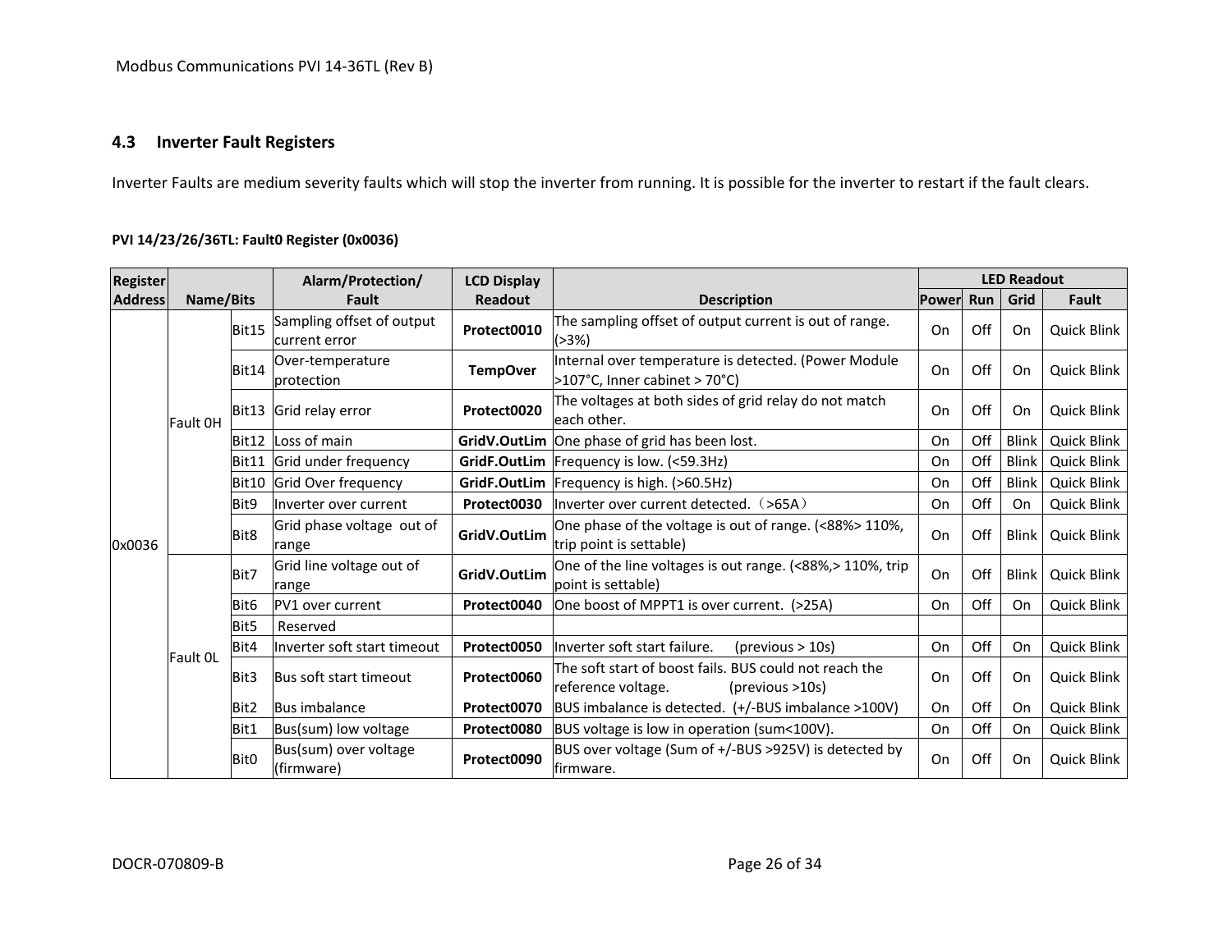## 4.3 Inverter Fault Registers

Inverter Faults are medium severity faults which will stop the inverter from running. It is possible for the inverter to restart if the fault clears.

**PVI 14/23/26/36TL: Fault0 Register (0x0036)**

| Register Address | Name/Bits | | Alarm/Protection/ Fault | LCD Display Readout | Description | LED Readout | | | |
|---|---|---|---|---|---|---|---|---|---|
| | | | | | | Power | Run | Grid | Fault |
| 0x0036 | Fault 0H | Bit15 | Sampling offset of output current error | **Protect0010** | The sampling offset of output current is out of range. (>3%) | On | Off | On | Quick Blink |
| | | Bit14 | Over-temperature protection | **TempOver** | Internal over temperature is detected. (Power Module >107°C, Inner cabinet > 70°C) | On | Off | On | Quick Blink |
| | | Bit13 | Grid relay error | **Protect0020** | The voltages at both sides of grid relay do not match each other. | On | Off | On | Quick Blink |
| | | Bit12 | Loss of main | **GridV.OutLim** | One phase of grid has been lost. | On | Off | Blink | Quick Blink |
| | | Bit11 | Grid under frequency | **GridF.OutLim** | Frequency is low. (<59.3Hz) | On | Off | Blink | Quick Blink |
| | | Bit10 | Grid Over frequency | **GridF.OutLim** | Frequency is high. (>60.5Hz) | On | Off | Blink | Quick Blink |
| | | Bit9 | Inverter over current | **Protect0030** | Inverter over current detected.（>65A） | On | Off | On | Quick Blink |
| | | Bit8 | Grid phase voltage out of range | **GridV.OutLim** | One phase of the voltage is out of range. (<88%> 110%, trip point is settable) | On | Off | Blink | Quick Blink |
| | Fault 0L | Bit7 | Grid line voltage out of range | **GridV.OutLim** | One of the line voltages is out range. (<88%,> 110%, trip point is settable) | On | Off | Blink | Quick Blink |
| | | Bit6 | PV1 over current | **Protect0040** | One boost of MPPT1 is over current. (>25A) | On | Off | On | Quick Blink |
| | | Bit5 | Reserved | | | | | | |
| | | Bit4 | Inverter soft start timeout | **Protect0050** | Inverter soft start failure. (previous > 10s) | On | Off | On | Quick Blink |
| | | Bit3 | Bus soft start timeout | **Protect0060** | The soft start of boost fails. BUS could not reach the reference voltage. (previous >10s) | On | Off | On | Quick Blink |
| | | Bit2 | Bus imbalance | **Protect0070** | BUS imbalance is detected. (+/-BUS imbalance >100V) | On | Off | On | Quick Blink |
| | | Bit1 | Bus(sum) low voltage | **Protect0080** | BUS voltage is low in operation (sum<100V). | On | Off | On | Quick Blink |
| | | Bit0 | Bus(sum) over voltage (firmware) | **Protect0090** | BUS over voltage (Sum of +/-BUS >925V) is detected by firmware. | On | Off | On | Quick Blink |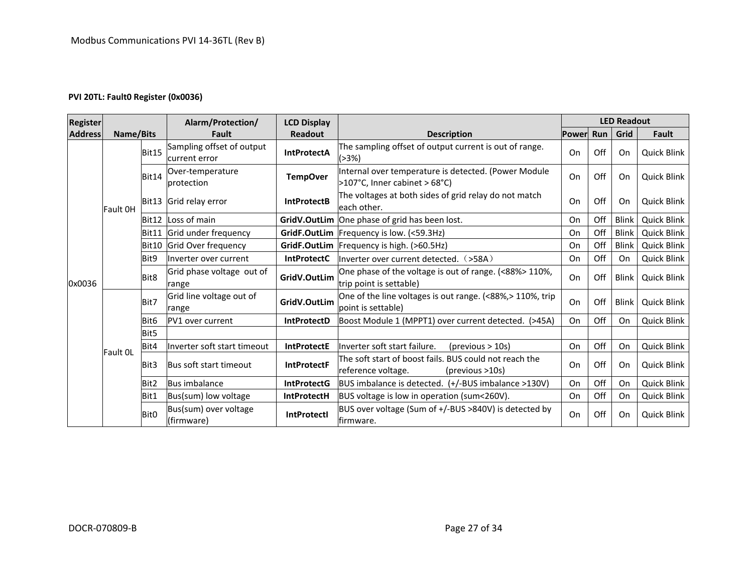**PVI 20TL: Fault0 Register (0x0036)**

| Register Address | Name/Bits | | Alarm/Protection/ Fault | LCD Display Readout | Description | LED Readout | | | |
|---|---|---|---|---|---|---|---|---|---|
| | | | | | | Power | Run | Grid | Fault |
| 0x0036 | Fault 0H | Bit15 | Sampling offset of output current error | **IntProtectA** | The sampling offset of output current is out of range. (>3%) | On | Off | On | Quick Blink |
| | | Bit14 | Over-temperature protection | **TempOver** | Internal over temperature is detected. (Power Module >107°C, Inner cabinet > 68°C) | On | Off | On | Quick Blink |
| | | Bit13 | Grid relay error | **IntProtectB** | The voltages at both sides of grid relay do not match each other. | On | Off | On | Quick Blink |
| | | Bit12 | Loss of main | **GridV.OutLim** | One phase of grid has been lost. | On | Off | Blink | Quick Blink |
| | | Bit11 | Grid under frequency | **GridF.OutLim** | Frequency is low. (<59.3Hz) | On | Off | Blink | Quick Blink |
| | | Bit10 | Grid Over frequency | **GridF.OutLim** | Frequency is high. (>60.5Hz) | On | Off | Blink | Quick Blink |
| | | Bit9 | Inverter over current | **IntProtectC** | Inverter over current detected.（>58A） | On | Off | On | Quick Blink |
| | | Bit8 | Grid phase voltage out of range | **GridV.OutLim** | One phase of the voltage is out of range. (<88%> 110%, trip point is settable) | On | Off | Blink | Quick Blink |
| | Fault 0L | Bit7 | Grid line voltage out of range | **GridV.OutLim** | One of the line voltages is out range. (<88%,> 110%, trip point is settable) | On | Off | Blink | Quick Blink |
| | | Bit6 | PV1 over current | **IntProtectD** | Boost Module 1 (MPPT1) over current detected. (>45A) | On | Off | On | Quick Blink |
| | | Bit5 | | | | | | | |
| | | Bit4 | Inverter soft start timeout | **IntProtectE** | Inverter soft start failure. (previous > 10s) | On | Off | On | Quick Blink |
| | | Bit3 | Bus soft start timeout | **IntProtectF** | The soft start of boost fails. BUS could not reach the reference voltage. (previous >10s) | On | Off | On | Quick Blink |
| | | Bit2 | Bus imbalance | **IntProtectG** | BUS imbalance is detected. (+/-BUS imbalance >130V) | On | Off | On | Quick Blink |
| | | Bit1 | Bus(sum) low voltage | **IntProtectH** | BUS voltage is low in operation (sum<260V). | On | Off | On | Quick Blink |
| | | Bit0 | Bus(sum) over voltage (firmware) | **IntProtectI** | BUS over voltage (Sum of +/-BUS >840V) is detected by firmware. | On | Off | On | Quick Blink |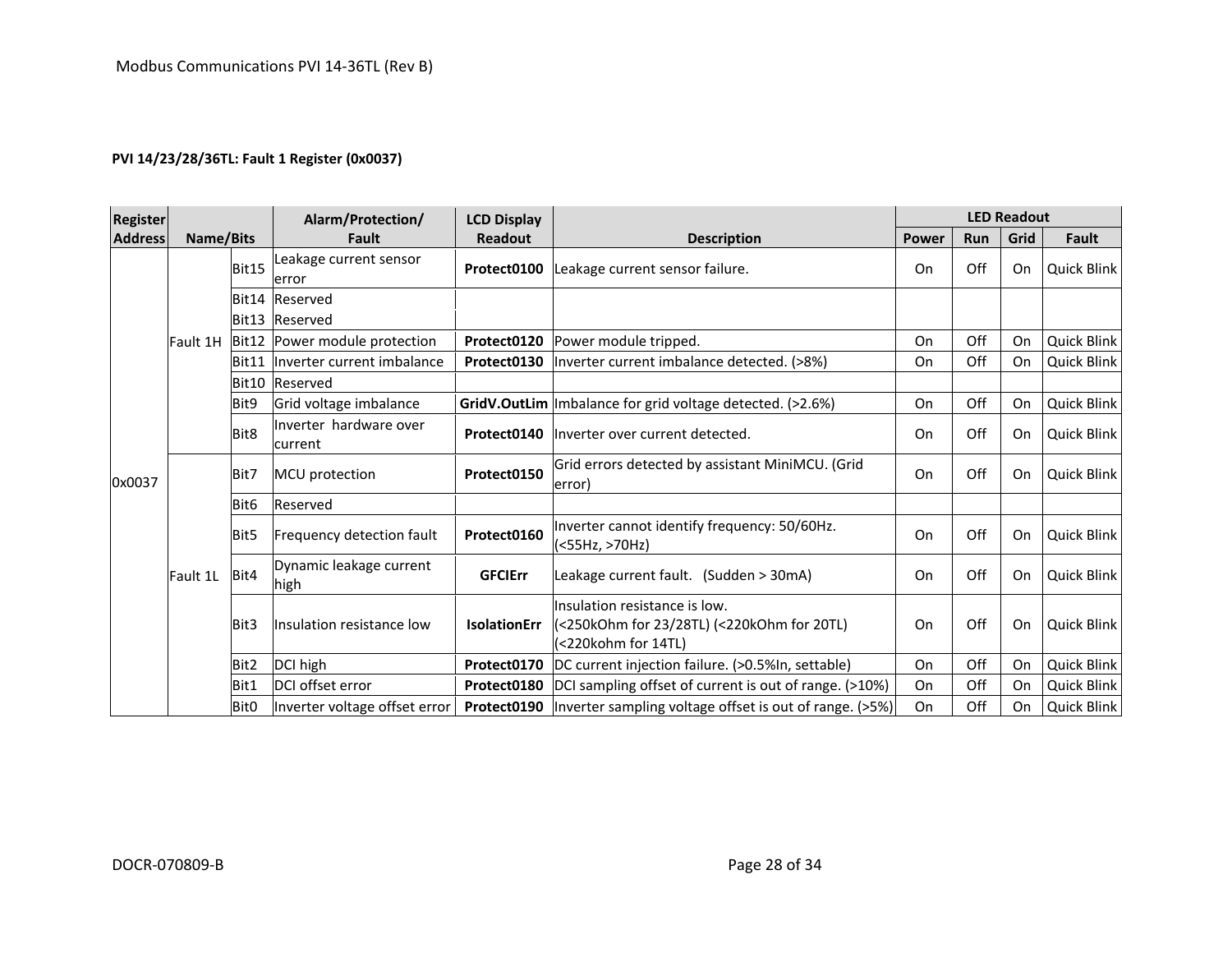**PVI 14/23/28/36TL: Fault 1 Register (0x0037)**

| Register Address | Name/Bits | | Alarm/Protection/ Fault | LCD Display Readout | Description | LED Readout | | | |
|---|---|---|---|---|---|---|---|---|---|
| | | | | | | Power | Run | Grid | Fault |
| 0x0037 | Fault 1H | Bit15 | Leakage current sensor error | **Protect0100** | Leakage current sensor failure. | On | Off | On | Quick Blink |
| | | Bit14 | Reserved | | | | | | |
| | | Bit13 | Reserved | | | | | | |
| | | Bit12 | Power module protection | **Protect0120** | Power module tripped. | On | Off | On | Quick Blink |
| | | Bit11 | Inverter current imbalance | **Protect0130** | Inverter current imbalance detected. (>8%) | On | Off | On | Quick Blink |
| | | Bit10 | Reserved | | | | | | |
| | | Bit9 | Grid voltage imbalance | **GridV.OutLim** | Imbalance for grid voltage detected. (>2.6%) | On | Off | On | Quick Blink |
| | | Bit8 | Inverter hardware over current | **Protect0140** | Inverter over current detected. | On | Off | On | Quick Blink |
| | Fault 1L | Bit7 | MCU protection | **Protect0150** | Grid errors detected by assistant MiniMCU. (Grid error) | On | Off | On | Quick Blink |
| | | Bit6 | Reserved | | | | | | |
| | | Bit5 | Frequency detection fault | **Protect0160** | Inverter cannot identify frequency: 50/60Hz. (<55Hz, >70Hz) | On | Off | On | Quick Blink |
| | | Bit4 | Dynamic leakage current high | **GFCIErr** | Leakage current fault. (Sudden > 30mA) | On | Off | On | Quick Blink |
| | | Bit3 | Insulation resistance low | **IsolationErr** | Insulation resistance is low. (<250kOhm for 23/28TL) (<220kOhm for 20TL) (<220kohm for 14TL) | On | Off | On | Quick Blink |
| | | Bit2 | DCI high | **Protect0170** | DC current injection failure. (>0.5%In, settable) | On | Off | On | Quick Blink |
| | | Bit1 | DCI offset error | **Protect0180** | DCI sampling offset of current is out of range. (>10%) | On | Off | On | Quick Blink |
| | | Bit0 | Inverter voltage offset error | **Protect0190** | Inverter sampling voltage offset is out of range. (>5%) | On | Off | On | Quick Blink |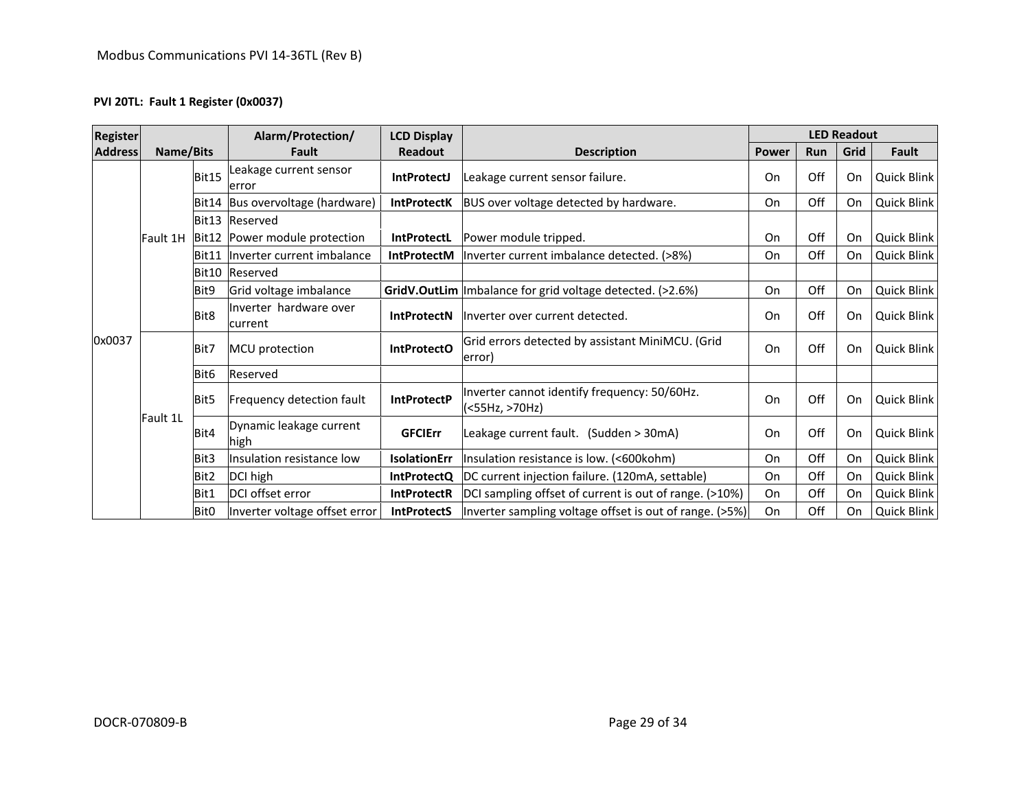**PVI 20TL: Fault 1 Register (0x0037)**

| Register Address | Name/Bits | | Alarm/Protection/ Fault | LCD Display Readout | Description | LED Readout | | | |
|---|---|---|---|---|---|---|---|---|---|
| | | | | | | Power | Run | Grid | Fault |
| 0x0037 | Fault 1H | Bit15 | Leakage current sensor error | **IntProtectJ** | Leakage current sensor failure. | On | Off | On | Quick Blink |
| | | Bit14 | Bus overvoltage (hardware) | **IntProtectK** | BUS over voltage detected by hardware. | On | Off | On | Quick Blink |
| | | Bit13 | Reserved | | | | | | |
| | | Bit12 | Power module protection | **IntProtectL** | Power module tripped. | On | Off | On | Quick Blink |
| | | Bit11 | Inverter current imbalance | **IntProtectM** | Inverter current imbalance detected. (>8%) | On | Off | On | Quick Blink |
| | | Bit10 | Reserved | | | | | | |
| | | Bit9 | Grid voltage imbalance | **GridV.OutLim** | Imbalance for grid voltage detected. (>2.6%) | On | Off | On | Quick Blink |
| | | Bit8 | Inverter hardware over current | **IntProtectN** | Inverter over current detected. | On | Off | On | Quick Blink |
| | Fault 1L | Bit7 | MCU protection | **IntProtectO** | Grid errors detected by assistant MiniMCU. (Grid error) | On | Off | On | Quick Blink |
| | | Bit6 | Reserved | | | | | | |
| | | Bit5 | Frequency detection fault | **IntProtectP** | Inverter cannot identify frequency: 50/60Hz. (<55Hz, >70Hz) | On | Off | On | Quick Blink |
| | | Bit4 | Dynamic leakage current high | **GFCIErr** | Leakage current fault. (Sudden > 30mA) | On | Off | On | Quick Blink |
| | | Bit3 | Insulation resistance low | **IsolationErr** | Insulation resistance is low. (<600kohm) | On | Off | On | Quick Blink |
| | | Bit2 | DCI high | **IntProtectQ** | DC current injection failure. (120mA, settable) | On | Off | On | Quick Blink |
| | | Bit1 | DCI offset error | **IntProtectR** | DCI sampling offset of current is out of range. (>10%) | On | Off | On | Quick Blink |
| | | Bit0 | Inverter voltage offset error | **IntProtectS** | Inverter sampling voltage offset is out of range. (>5%) | On | Off | On | Quick Blink |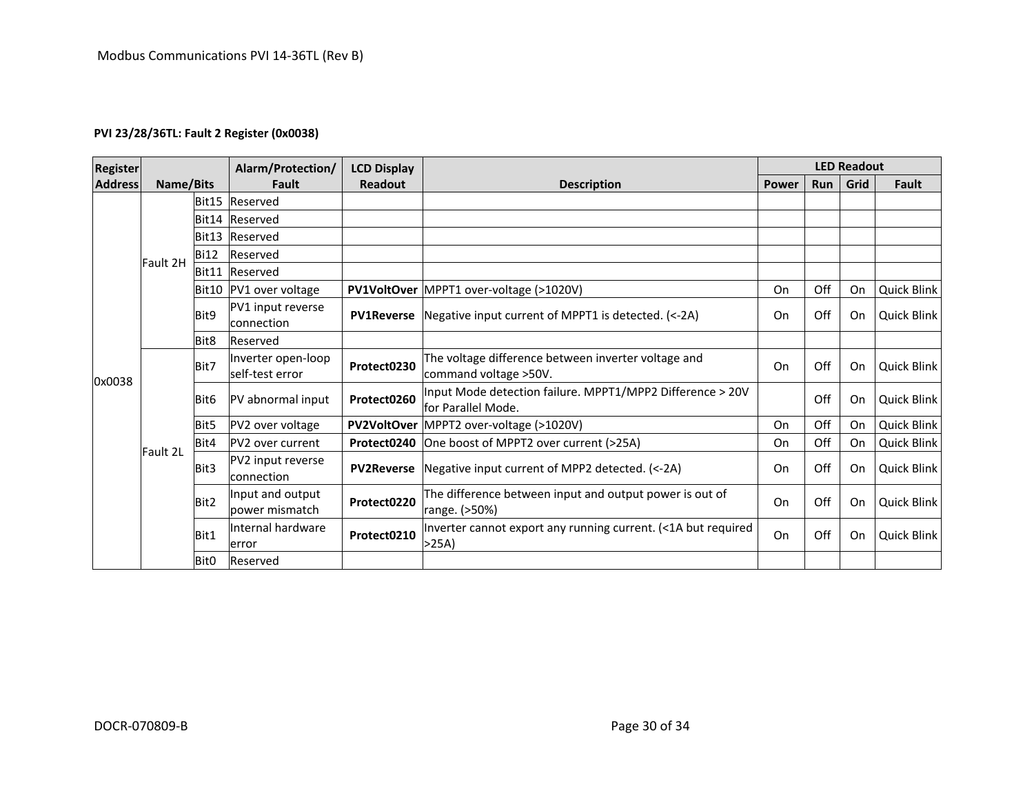**PVI 23/28/36TL: Fault 2 Register (0x0038)**

| Register Address | Name/Bits | | Alarm/Protection/ Fault | LCD Display Readout | Description | LED Readout | | | |
|---|---|---|---|---|---|---|---|---|---|
| | | | | | | Power | Run | Grid | Fault |
| 0x0038 | Fault 2H | Bit15 | Reserved | | | | | | |
| | | Bit14 | Reserved | | | | | | |
| | | Bit13 | Reserved | | | | | | |
| | | Bi12 | Reserved | | | | | | |
| | | Bit11 | Reserved | | | | | | |
| | | Bit10 | PV1 over voltage | **PV1VoltOver** | MPPT1 over-voltage (>1020V) | On | Off | On | Quick Blink |
| | | Bit9 | PV1 input reverse connection | **PV1Reverse** | Negative input current of MPPT1 is detected. (<-2A) | On | Off | On | Quick Blink |
| | | Bit8 | Reserved | | | | | | |
| | Fault 2L | Bit7 | Inverter open-loop self-test error | **Protect0230** | The voltage difference between inverter voltage and command voltage >50V. | On | Off | On | Quick Blink |
| | | Bit6 | PV abnormal input | **Protect0260** | Input Mode detection failure. MPPT1/MPP2 Difference > 20V for Parallel Mode. | | Off | On | Quick Blink |
| | | Bit5 | PV2 over voltage | **PV2VoltOver** | MPPT2 over-voltage (>1020V) | On | Off | On | Quick Blink |
| | | Bit4 | PV2 over current | **Protect0240** | One boost of MPPT2 over current (>25A) | On | Off | On | Quick Blink |
| | | Bit3 | PV2 input reverse connection | **PV2Reverse** | Negative input current of MPP2 detected. (<-2A) | On | Off | On | Quick Blink |
| | | Bit2 | Input and output power mismatch | **Protect0220** | The difference between input and output power is out of range. (>50%) | On | Off | On | Quick Blink |
| | | Bit1 | Internal hardware error | **Protect0210** | Inverter cannot export any running current. (<1A but required >25A) | On | Off | On | Quick Blink |
| | | Bit0 | Reserved | | | | | | |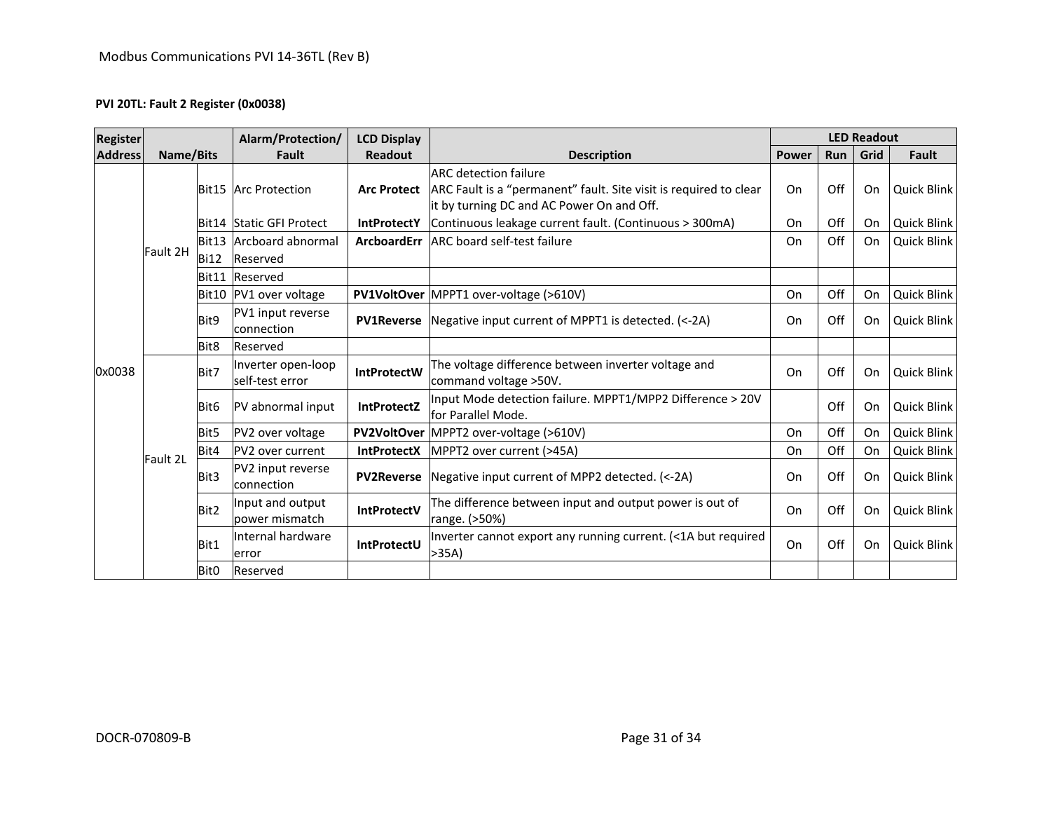**PVI 20TL: Fault 2 Register (0x0038)**

| Register Address | Name/Bits | | Alarm/Protection/ Fault | LCD Display Readout | Description | LED Readout | | | |
|---|---|---|---|---|---|---|---|---|---|
| | | | | | | Power | Run | Grid | Fault |
| 0x0038 | Fault 2H | Bit15 | Arc Protection | **Arc Protect** | ARC detection failure ARC Fault is a "permanent" fault. Site visit is required to clear it by turning DC and AC Power On and Off. | On | Off | On | Quick Blink |
| | | Bit14 | Static GFI Protect | **IntProtectY** | Continuous leakage current fault. (Continuous > 300mA) | On | Off | On | Quick Blink |
| | | Bit13 | Arcboard abnormal | **ArcboardErr** | ARC board self-test failure | On | Off | On | Quick Blink |
| | | Bi12 | Reserved | | | | | | |
| | | Bit11 | Reserved | | | | | | |
| | | Bit10 | PV1 over voltage | **PV1VoltOver** | MPPT1 over-voltage (>610V) | On | Off | On | Quick Blink |
| | | Bit9 | PV1 input reverse connection | **PV1Reverse** | Negative input current of MPPT1 is detected. (<-2A) | On | Off | On | Quick Blink |
| | | Bit8 | Reserved | | | | | | |
| | Fault 2L | Bit7 | Inverter open-loop self-test error | **IntProtectW** | The voltage difference between inverter voltage and command voltage >50V. | On | Off | On | Quick Blink |
| | | Bit6 | PV abnormal input | **IntProtectZ** | Input Mode detection failure. MPPT1/MPP2 Difference > 20V for Parallel Mode. | | Off | On | Quick Blink |
| | | Bit5 | PV2 over voltage | **PV2VoltOver** | MPPT2 over-voltage (>610V) | On | Off | On | Quick Blink |
| | | Bit4 | PV2 over current | **IntProtectX** | MPPT2 over current (>45A) | On | Off | On | Quick Blink |
| | | Bit3 | PV2 input reverse connection | **PV2Reverse** | Negative input current of MPP2 detected. (<-2A) | On | Off | On | Quick Blink |
| | | Bit2 | Input and output power mismatch | **IntProtectV** | The difference between input and output power is out of range. (>50%) | On | Off | On | Quick Blink |
| | | Bit1 | Internal hardware error | **IntProtectU** | Inverter cannot export any running current. (<1A but required >35A) | On | Off | On | Quick Blink |
| | | Bit0 | Reserved | | | | | | |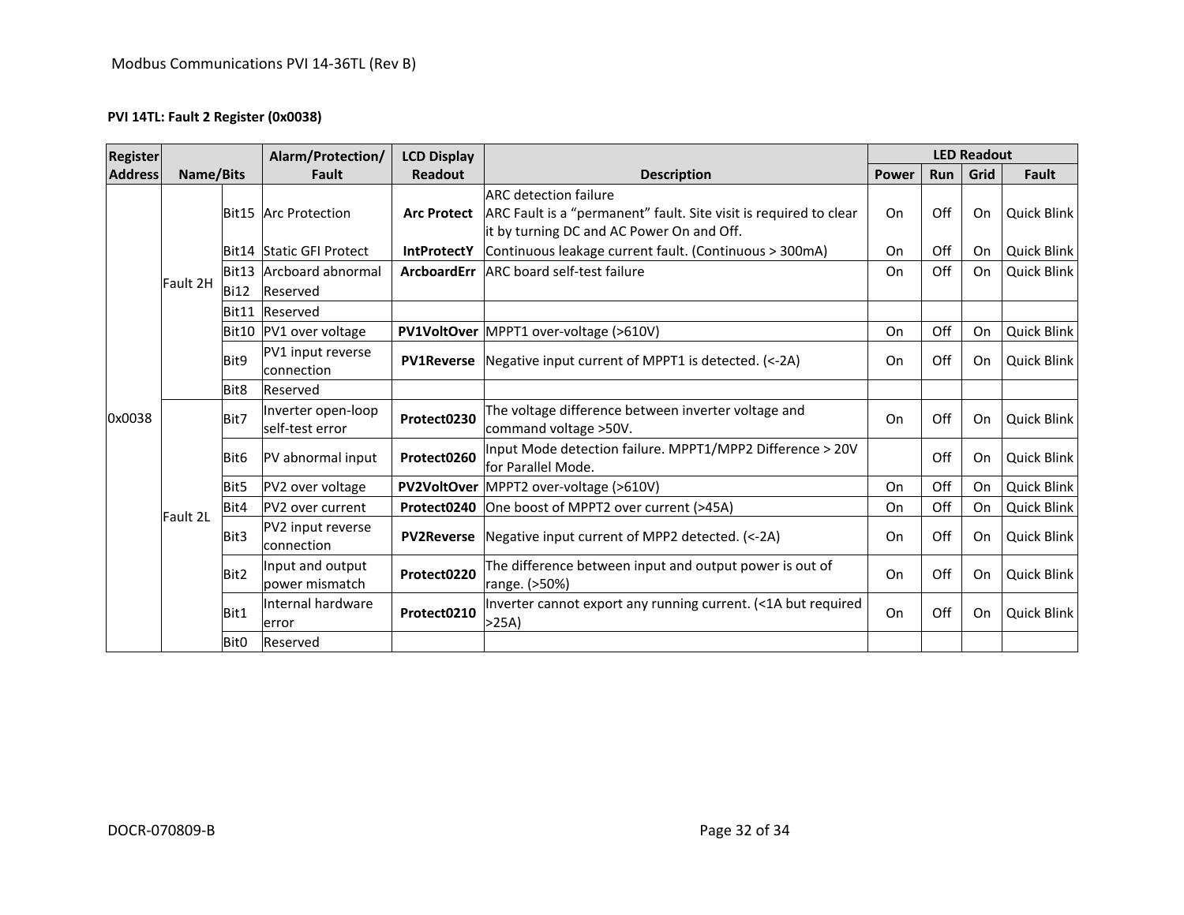**PVI 14TL: Fault 2 Register (0x0038)**

| Register Address | Name/Bits | | Alarm/Protection/ Fault | LCD Display Readout | Description | LED Readout | | | |
|---|---|---|---|---|---|---|---|---|---|
| | | | | | | Power | Run | Grid | Fault |
| 0x0038 | Fault 2H | Bit15 | Arc Protection | **Arc Protect** | ARC detection failure<br>ARC Fault is a "permanent" fault. Site visit is required to clear it by turning DC and AC Power On and Off. | On | Off | On | Quick Blink |
| | | Bit14 | Static GFI Protect | **IntProtectY** | Continuous leakage current fault. (Continuous > 300mA) | On | Off | On | Quick Blink |
| | | Bit13 | Arcboard abnormal | **ArcboardErr** | ARC board self-test failure | On | Off | On | Quick Blink |
| | | Bi12 | Reserved | | | | | | |
| | | Bit11 | Reserved | | | | | | |
| | | Bit10 | PV1 over voltage | **PV1VoltOver** | MPPT1 over-voltage (>610V) | On | Off | On | Quick Blink |
| | | Bit9 | PV1 input reverse connection | **PV1Reverse** | Negative input current of MPPT1 is detected. (<-2A) | On | Off | On | Quick Blink |
| | | Bit8 | Reserved | | | | | | |
| | Fault 2L | Bit7 | Inverter open-loop self-test error | **Protect0230** | The voltage difference between inverter voltage and command voltage >50V. | On | Off | On | Quick Blink |
| | | Bit6 | PV abnormal input | **Protect0260** | Input Mode detection failure. MPPT1/MPP2 Difference > 20V for Parallel Mode. | | Off | On | Quick Blink |
| | | Bit5 | PV2 over voltage | **PV2VoltOver** | MPPT2 over-voltage (>610V) | On | Off | On | Quick Blink |
| | | Bit4 | PV2 over current | **Protect0240** | One boost of MPPT2 over current (>45A) | On | Off | On | Quick Blink |
| | | Bit3 | PV2 input reverse connection | **PV2Reverse** | Negative input current of MPP2 detected. (<-2A) | On | Off | On | Quick Blink |
| | | Bit2 | Input and output power mismatch | **Protect0220** | The difference between input and output power is out of range. (>50%) | On | Off | On | Quick Blink |
| | | Bit1 | Internal hardware error | **Protect0210** | Inverter cannot export any running current. (<1A but required >25A) | On | Off | On | Quick Blink |
| | | Bit0 | Reserved | | | | | | |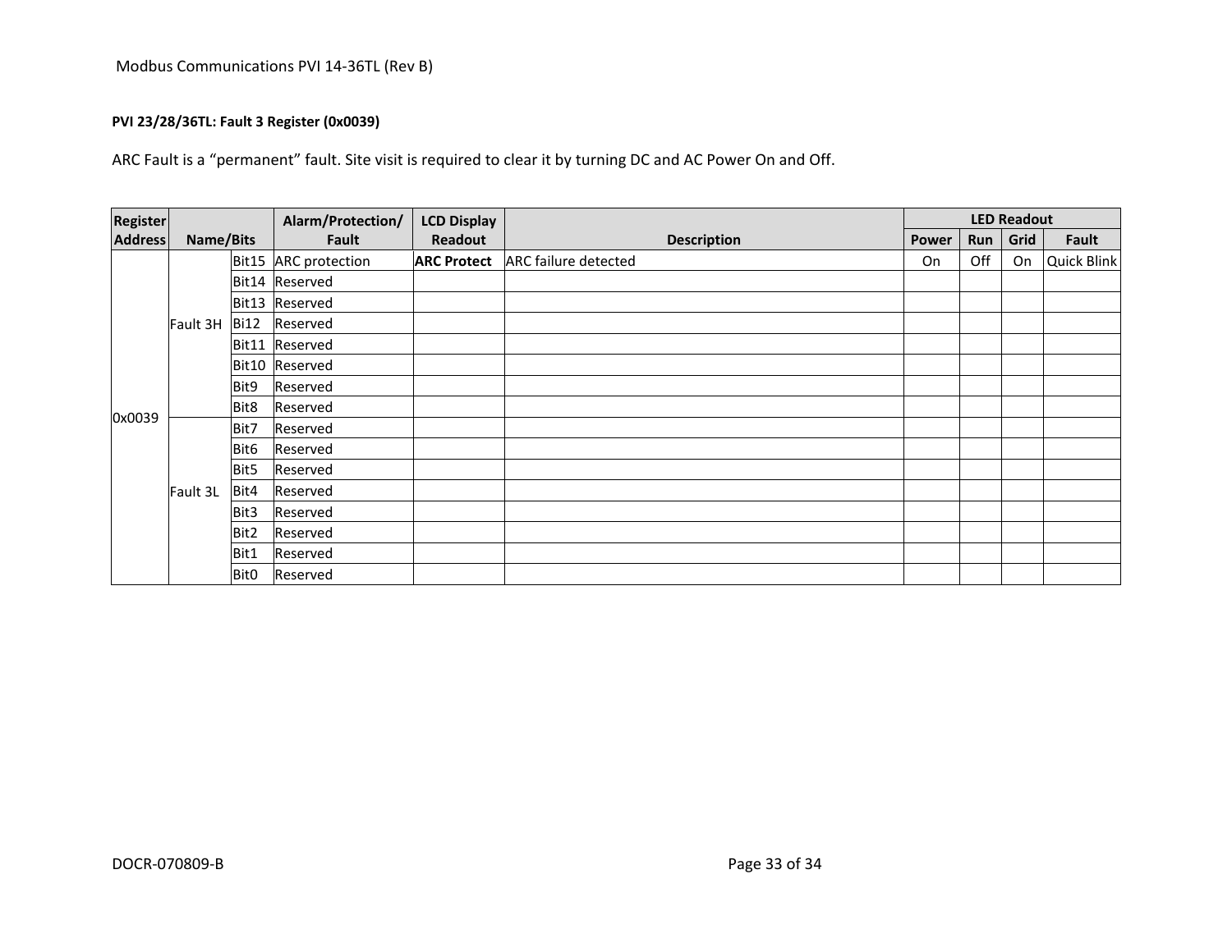**PVI 23/28/36TL: Fault 3 Register (0x0039)**

ARC Fault is a “permanent” fault. Site visit is required to clear it by turning DC and AC Power On and Off.

| Register Address | Name/Bits | | Alarm/Protection/ Fault | LCD Display Readout | Description | LED Readout | | | |
|---|---|---|---|---|---|---|---|---|---|
| | | | | | | Power | Run | Grid | Fault |
| 0x0039 | Fault 3H | Bit15 | ARC protection | **ARC Protect** | ARC failure detected | On | Off | On | Quick Blink |
| | | Bit14 | Reserved | | | | | | |
| | | Bit13 | Reserved | | | | | | |
| | | Bi12 | Reserved | | | | | | |
| | | Bit11 | Reserved | | | | | | |
| | | Bit10 | Reserved | | | | | | |
| | | Bit9 | Reserved | | | | | | |
| | | Bit8 | Reserved | | | | | | |
| | Fault 3L | Bit7 | Reserved | | | | | | |
| | | Bit6 | Reserved | | | | | | |
| | | Bit5 | Reserved | | | | | | |
| | | Bit4 | Reserved | | | | | | |
| | | Bit3 | Reserved | | | | | | |
| | | Bit2 | Reserved | | | | | | |
| | | Bit1 | Reserved | | | | | | |
| | | Bit0 | Reserved | | | | | | |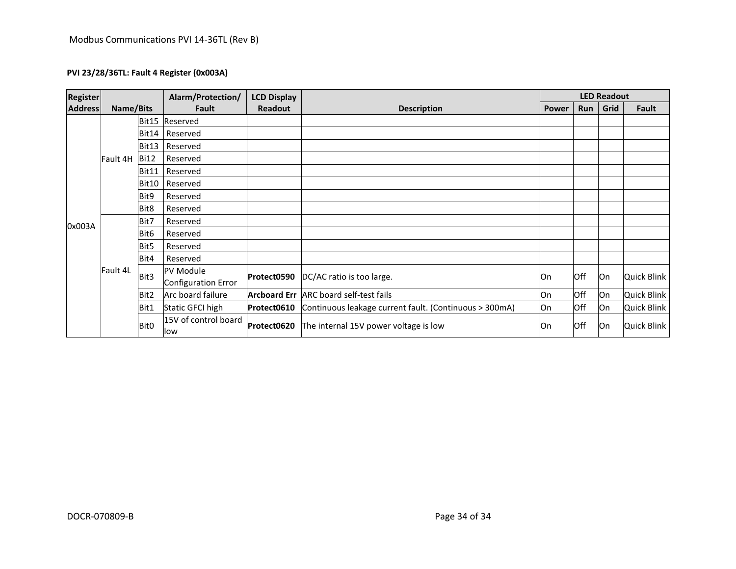**PVI 23/28/36TL: Fault 4 Register (0x003A)**

| Register Address | Name/Bits | | Alarm/Protection/ Fault | LCD Display Readout | Description | LED Readout | | | |
|---|---|---|---|---|---|---|---|---|---|
| | | | | | | Power | Run | Grid | Fault |
| 0x003A | Fault 4H | Bit15 | Reserved | | | | | | |
| | | Bit14 | Reserved | | | | | | |
| | | Bit13 | Reserved | | | | | | |
| | | Bi12 | Reserved | | | | | | |
| | | Bit11 | Reserved | | | | | | |
| | | Bit10 | Reserved | | | | | | |
| | | Bit9 | Reserved | | | | | | |
| | | Bit8 | Reserved | | | | | | |
| | Fault 4L | Bit7 | Reserved | | | | | | |
| | | Bit6 | Reserved | | | | | | |
| | | Bit5 | Reserved | | | | | | |
| | | Bit4 | Reserved | | | | | | |
| | | Bit3 | PV Module Configuration Error | **Protect0590** | DC/AC ratio is too large. | On | Off | On | Quick Blink |
| | | Bit2 | Arc board failure | **Arcboard Err** | ARC board self-test fails | On | Off | On | Quick Blink |
| | | Bit1 | Static GFCI high | **Protect0610** | Continuous leakage current fault. (Continuous > 300mA) | On | Off | On | Quick Blink |
| | | Bit0 | 15V of control board low | **Protect0620** | The internal 15V power voltage is low | On | Off | On | Quick Blink |